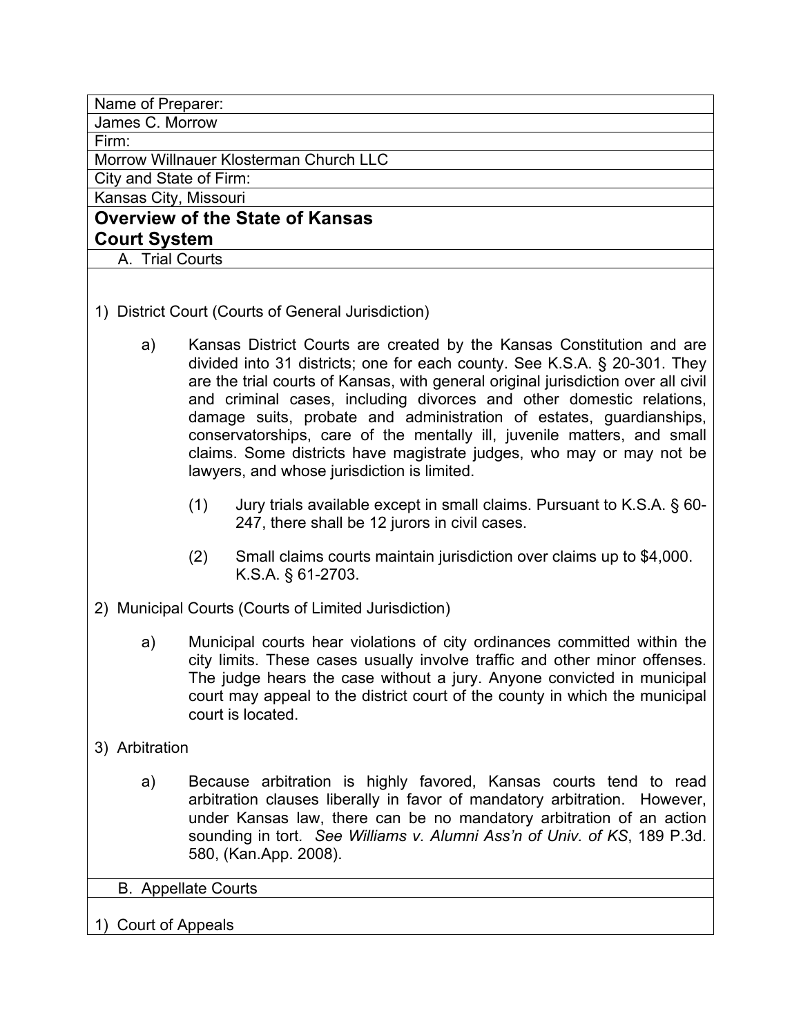Name of Preparer:

James C. Morrow

Firm:

Morrow Willnauer Klosterman Church LLC

City and State of Firm:

Kansas City, Missouri

# Overview of the State of Kansas Court System

## A. Trial Courts

1) District Court (Courts of General Jurisdiction)

a) Kansas District Courts are created by the Kansas Constitution and are divided into 31 districts; one for each county. See K.S.A. § 20-301. They are the trial courts of Kansas, with general original jurisdiction over all civil and criminal cases, including divorces and other domestic relations, damage suits, probate and administration of estates, guardianships, conservatorships, care of the mentally ill, juvenile matters, and small claims. Some districts have magistrate judges, who may or may not be lawyers, and whose jurisdiction is limited.

(1) Jury trials available except in small claims. Pursuant to K.S.A. § 60-247, there shall be 12 jurors in civil cases.

(2) Small claims courts maintain jurisdiction over claims up to $4,000. K.S.A. § 61-2703.

2) Municipal Courts (Courts of Limited Jurisdiction)

a) Municipal courts hear violations of city ordinances committed within the city limits. These cases usually involve traffic and other minor offenses. The judge hears the case without a jury. Anyone convicted in municipal court may appeal to the district court of the county in which the municipal court is located.

3) Arbitration

a) Because arbitration is highly favored, Kansas courts tend to read arbitration clauses liberally in favor of mandatory arbitration. However, under Kansas law, there can be no mandatory arbitration of an action sounding in tort*. See Williams v. Alumni Ass'n of Univ. of KS*, 189 P.3d. 580, (Kan.App. 2008).

## B. Appellate Courts

1) Court of Appeals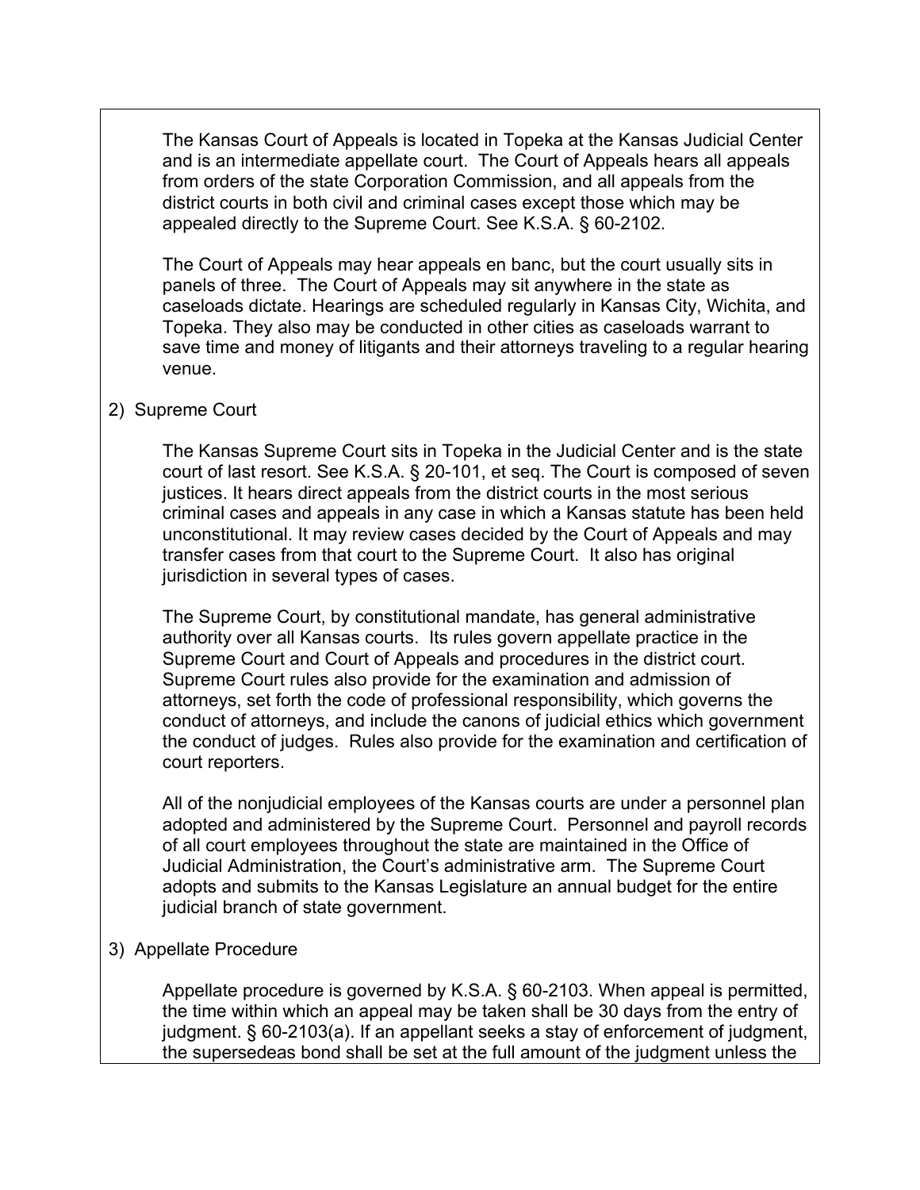The Kansas Court of Appeals is located in Topeka at the Kansas Judicial Center and is an intermediate appellate court. The Court of Appeals hears all appeals from orders of the state Corporation Commission, and all appeals from the district courts in both civil and criminal cases except those which may be appealed directly to the Supreme Court. See K.S.A. § 60-2102.

The Court of Appeals may hear appeals en banc, but the court usually sits in panels of three. The Court of Appeals may sit anywhere in the state as caseloads dictate. Hearings are scheduled regularly in Kansas City, Wichita, and Topeka. They also may be conducted in other cities as caseloads warrant to save time and money of litigants and their attorneys traveling to a regular hearing venue.

2) Supreme Court

The Kansas Supreme Court sits in Topeka in the Judicial Center and is the state court of last resort. See K.S.A. § 20-101, et seq. The Court is composed of seven justices. It hears direct appeals from the district courts in the most serious criminal cases and appeals in any case in which a Kansas statute has been held unconstitutional. It may review cases decided by the Court of Appeals and may transfer cases from that court to the Supreme Court. It also has original jurisdiction in several types of cases.

The Supreme Court, by constitutional mandate, has general administrative authority over all Kansas courts. Its rules govern appellate practice in the Supreme Court and Court of Appeals and procedures in the district court. Supreme Court rules also provide for the examination and admission of attorneys, set forth the code of professional responsibility, which governs the conduct of attorneys, and include the canons of judicial ethics which government the conduct of judges. Rules also provide for the examination and certification of court reporters.

All of the nonjudicial employees of the Kansas courts are under a personnel plan adopted and administered by the Supreme Court. Personnel and payroll records of all court employees throughout the state are maintained in the Office of Judicial Administration, the Court's administrative arm. The Supreme Court adopts and submits to the Kansas Legislature an annual budget for the entire judicial branch of state government.

3) Appellate Procedure

Appellate procedure is governed by K.S.A. § 60-2103. When appeal is permitted, the time within which an appeal may be taken shall be 30 days from the entry of judgment. § 60-2103(a). If an appellant seeks a stay of enforcement of judgment, the supersedeas bond shall be set at the full amount of the judgment unless the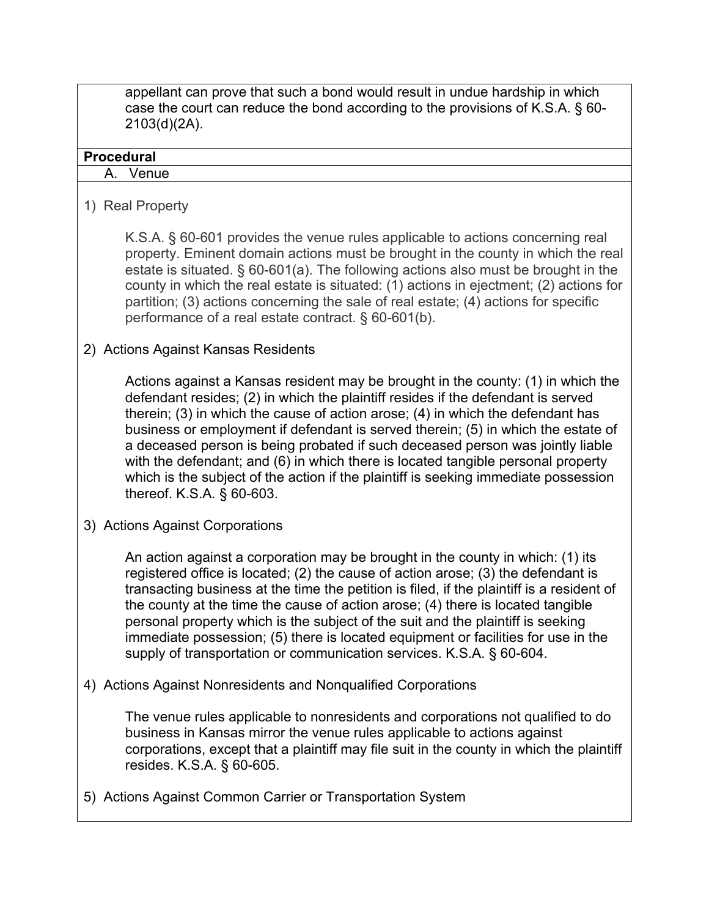appellant can prove that such a bond would result in undue hardship in which case the court can reduce the bond according to the provisions of K.S.A. § 60-2103(d)(2A).

## Procedural

### A. Venue

1) Real Property

K.S.A. § 60-601 provides the venue rules applicable to actions concerning real property. Eminent domain actions must be brought in the county in which the real estate is situated. § 60-601(a). The following actions also must be brought in the county in which the real estate is situated: (1) actions in ejectment; (2) actions for partition; (3) actions concerning the sale of real estate; (4) actions for specific performance of a real estate contract. § 60-601(b).

2) Actions Against Kansas Residents

Actions against a Kansas resident may be brought in the county: (1) in which the defendant resides; (2) in which the plaintiff resides if the defendant is served therein; (3) in which the cause of action arose; (4) in which the defendant has business or employment if defendant is served therein; (5) in which the estate of a deceased person is being probated if such deceased person was jointly liable with the defendant; and (6) in which there is located tangible personal property which is the subject of the action if the plaintiff is seeking immediate possession thereof. K.S.A. § 60-603.

3) Actions Against Corporations

An action against a corporation may be brought in the county in which: (1) its registered office is located; (2) the cause of action arose; (3) the defendant is transacting business at the time the petition is filed, if the plaintiff is a resident of the county at the time the cause of action arose; (4) there is located tangible personal property which is the subject of the suit and the plaintiff is seeking immediate possession; (5) there is located equipment or facilities for use in the supply of transportation or communication services. K.S.A. § 60-604.

4) Actions Against Nonresidents and Nonqualified Corporations

The venue rules applicable to nonresidents and corporations not qualified to do business in Kansas mirror the venue rules applicable to actions against corporations, except that a plaintiff may file suit in the county in which the plaintiff resides. K.S.A. § 60-605.

5) Actions Against Common Carrier or Transportation System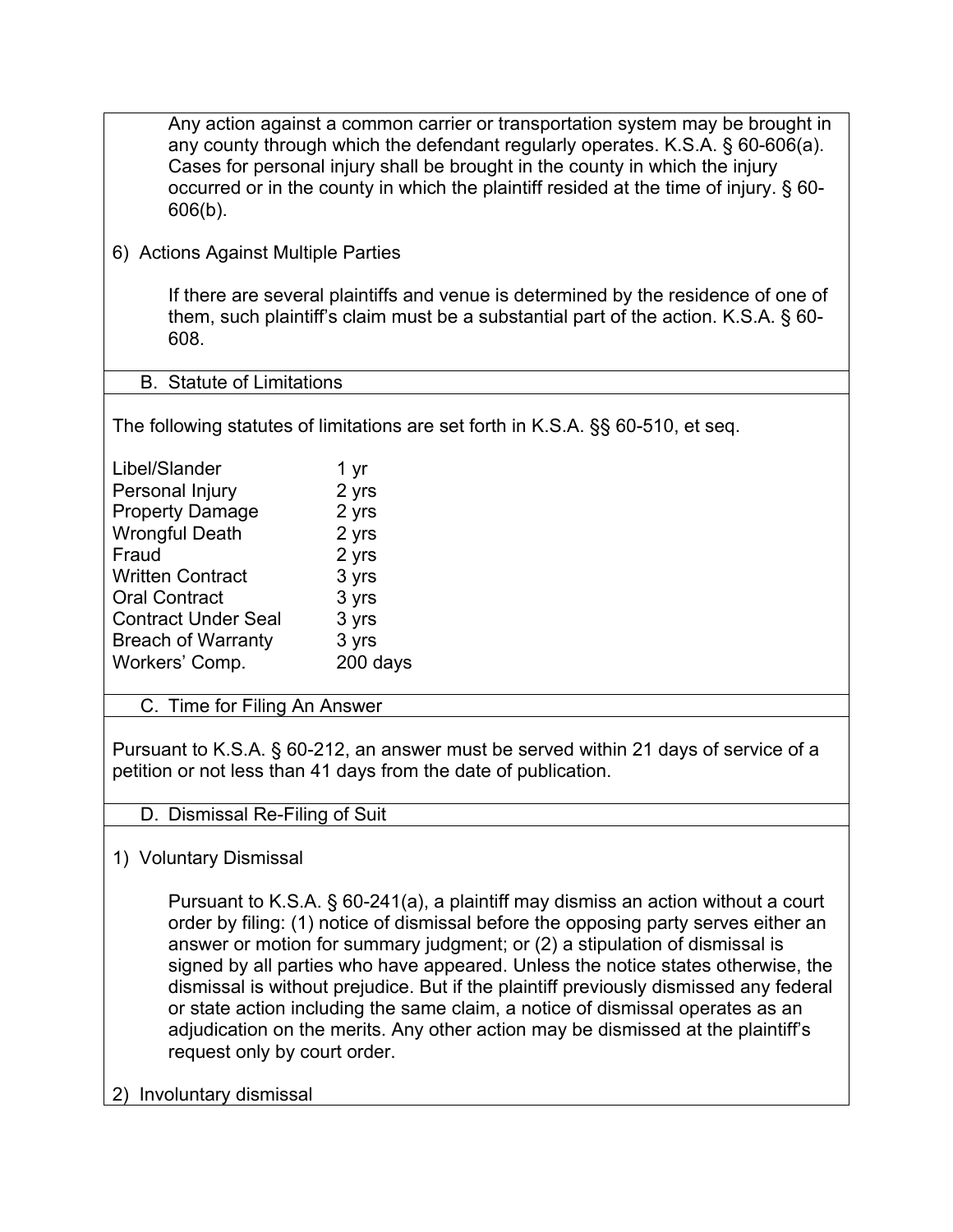Any action against a common carrier or transportation system may be brought in any county through which the defendant regularly operates. K.S.A. § 60-606(a). Cases for personal injury shall be brought in the county in which the injury occurred or in the county in which the plaintiff resided at the time of injury. § 60-606(b).

6) Actions Against Multiple Parties

If there are several plaintiffs and venue is determined by the residence of one of them, such plaintiff's claim must be a substantial part of the action. K.S.A. § 60-608.

## B. Statute of Limitations

The following statutes of limitations are set forth in K.S.A. §§ 60-510, et seq.

| | |
|---|---|
| Libel/Slander | 1 yr |
| Personal Injury | 2 yrs |
| Property Damage | 2 yrs |
| Wrongful Death | 2 yrs |
| Fraud | 2 yrs |
| Written Contract | 3 yrs |
| Oral Contract | 3 yrs |
| Contract Under Seal | 3 yrs |
| Breach of Warranty | 3 yrs |
| Workers' Comp. | 200 days |

## C. Time for Filing An Answer

Pursuant to K.S.A. § 60-212, an answer must be served within 21 days of service of a petition or not less than 41 days from the date of publication.

## D. Dismissal Re-Filing of Suit

1) Voluntary Dismissal

Pursuant to K.S.A. § 60-241(a), a plaintiff may dismiss an action without a court order by filing: (1) notice of dismissal before the opposing party serves either an answer or motion for summary judgment; or (2) a stipulation of dismissal is signed by all parties who have appeared. Unless the notice states otherwise, the dismissal is without prejudice. But if the plaintiff previously dismissed any federal or state action including the same claim, a notice of dismissal operates as an adjudication on the merits. Any other action may be dismissed at the plaintiff's request only by court order.

2) Involuntary dismissal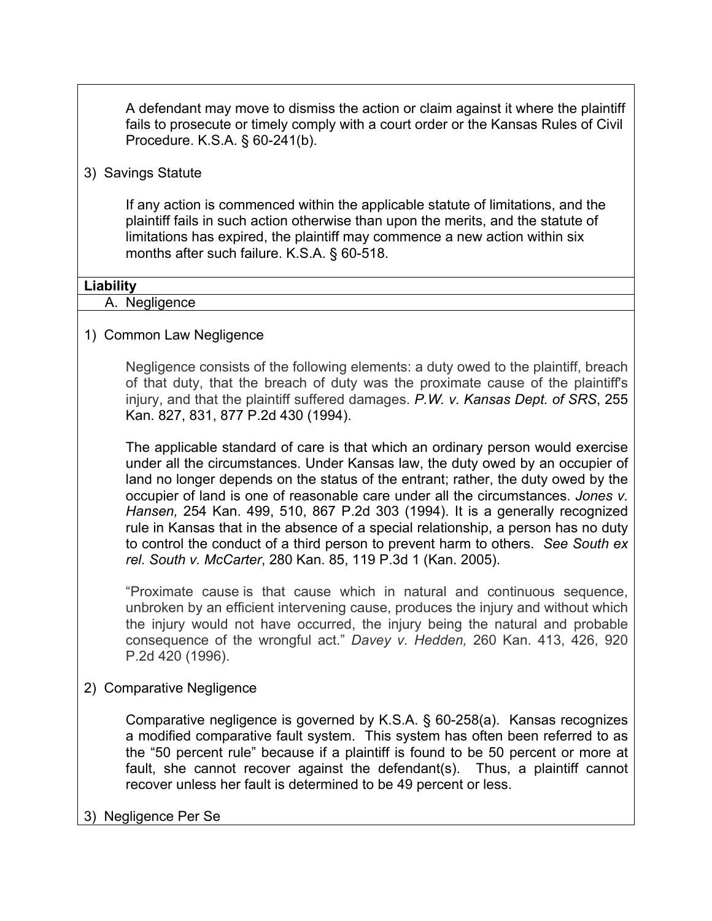A defendant may move to dismiss the action or claim against it where the plaintiff fails to prosecute or timely comply with a court order or the Kansas Rules of Civil Procedure. K.S.A. § 60-241(b).

3) Savings Statute

If any action is commenced within the applicable statute of limitations, and the plaintiff fails in such action otherwise than upon the merits, and the statute of limitations has expired, the plaintiff may commence a new action within six months after such failure. K.S.A. § 60-518.

## Liability

### A. Negligence

1) Common Law Negligence

Negligence consists of the following elements: a duty owed to the plaintiff, breach of that duty, that the breach of duty was the proximate cause of the plaintiff's injury, and that the plaintiff suffered damages. *P.W. v. Kansas Dept. of SRS*, 255 Kan. 827, 831, 877 P.2d 430 (1994).

The applicable standard of care is that which an ordinary person would exercise under all the circumstances. Under Kansas law, the duty owed by an occupier of land no longer depends on the status of the entrant; rather, the duty owed by the occupier of land is one of reasonable care under all the circumstances. *Jones v. Hansen,* 254 Kan. 499, 510, 867 P.2d 303 (1994). It is a generally recognized rule in Kansas that in the absence of a special relationship, a person has no duty to control the conduct of a third person to prevent harm to others. *See South ex rel. South v. McCarter*, 280 Kan. 85, 119 P.3d 1 (Kan. 2005).

"Proximate cause is that cause which in natural and continuous sequence, unbroken by an efficient intervening cause, produces the injury and without which the injury would not have occurred, the injury being the natural and probable consequence of the wrongful act." *Davey v. Hedden,* 260 Kan. 413, 426, 920 P.2d 420 (1996).

2) Comparative Negligence

Comparative negligence is governed by K.S.A. § 60-258(a). Kansas recognizes a modified comparative fault system. This system has often been referred to as the "50 percent rule" because if a plaintiff is found to be 50 percent or more at fault, she cannot recover against the defendant(s). Thus, a plaintiff cannot recover unless her fault is determined to be 49 percent or less.

3) Negligence Per Se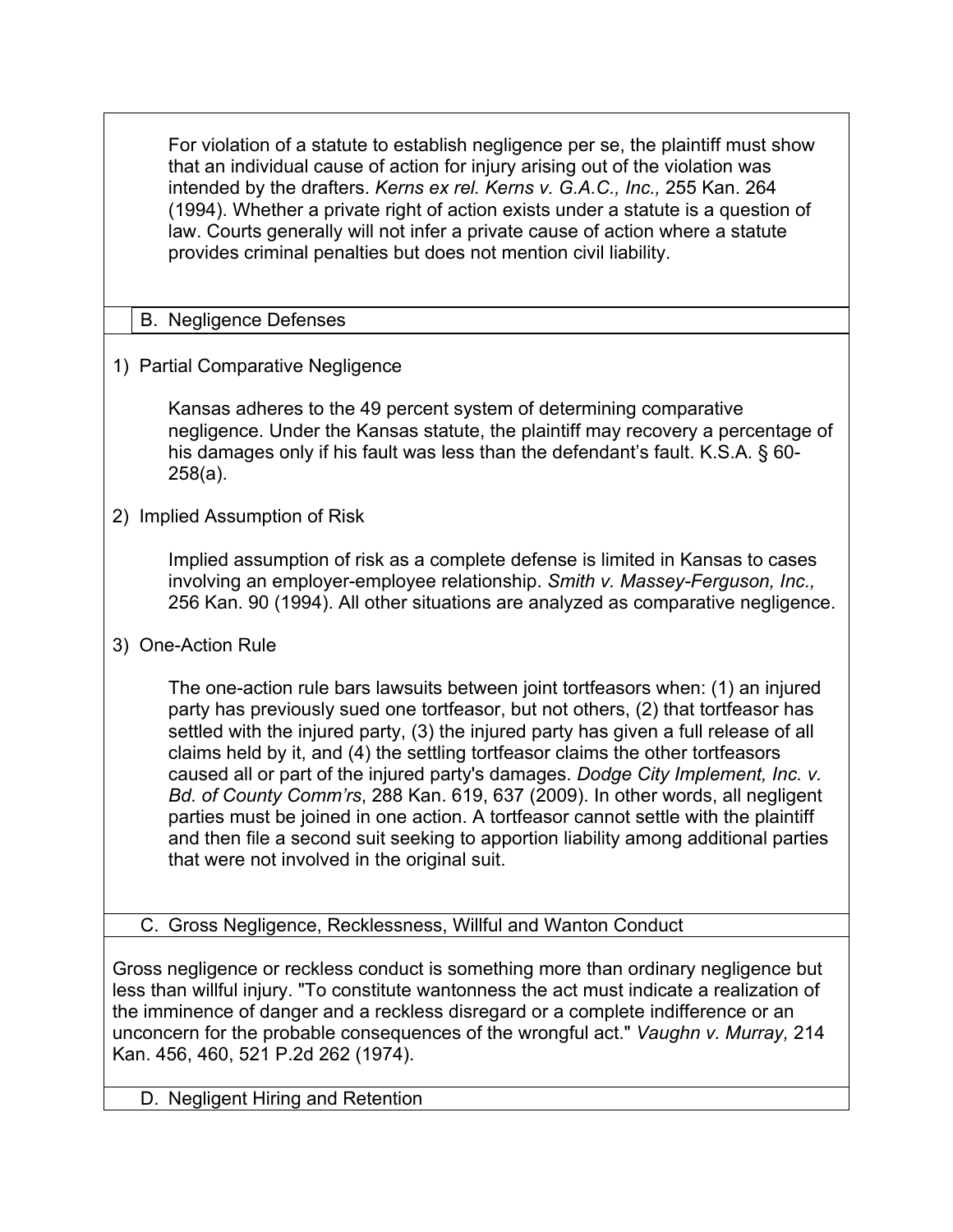For violation of a statute to establish negligence per se, the plaintiff must show that an individual cause of action for injury arising out of the violation was intended by the drafters. *Kerns ex rel. Kerns v. G.A.C., Inc.,* 255 Kan. 264 (1994). Whether a private right of action exists under a statute is a question of law. Courts generally will not infer a private cause of action where a statute provides criminal penalties but does not mention civil liability.

## B. Negligence Defenses

### 1) Partial Comparative Negligence

Kansas adheres to the 49 percent system of determining comparative negligence. Under the Kansas statute, the plaintiff may recovery a percentage of his damages only if his fault was less than the defendant's fault. K.S.A. § 60-258(a).

### 2) Implied Assumption of Risk

Implied assumption of risk as a complete defense is limited in Kansas to cases involving an employer-employee relationship. *Smith v. Massey-Ferguson, Inc.,* 256 Kan. 90 (1994). All other situations are analyzed as comparative negligence.

### 3) One-Action Rule

The one-action rule bars lawsuits between joint tortfeasors when: (1) an injured party has previously sued one tortfeasor, but not others, (2) that tortfeasor has settled with the injured party, (3) the injured party has given a full release of all claims held by it, and (4) the settling tortfeasor claims the other tortfeasors caused all or part of the injured party's damages. *Dodge City Implement, Inc. v. Bd. of County Comm'rs*, 288 Kan. 619, 637 (2009). In other words, all negligent parties must be joined in one action. A tortfeasor cannot settle with the plaintiff and then file a second suit seeking to apportion liability among additional parties that were not involved in the original suit.

## C. Gross Negligence, Recklessness, Willful and Wanton Conduct

Gross negligence or reckless conduct is something more than ordinary negligence but less than willful injury. "To constitute wantonness the act must indicate a realization of the imminence of danger and a reckless disregard or a complete indifference or an unconcern for the probable consequences of the wrongful act." *Vaughn v. Murray,* 214 Kan. 456, 460, 521 P.2d 262 (1974).

## D. Negligent Hiring and Retention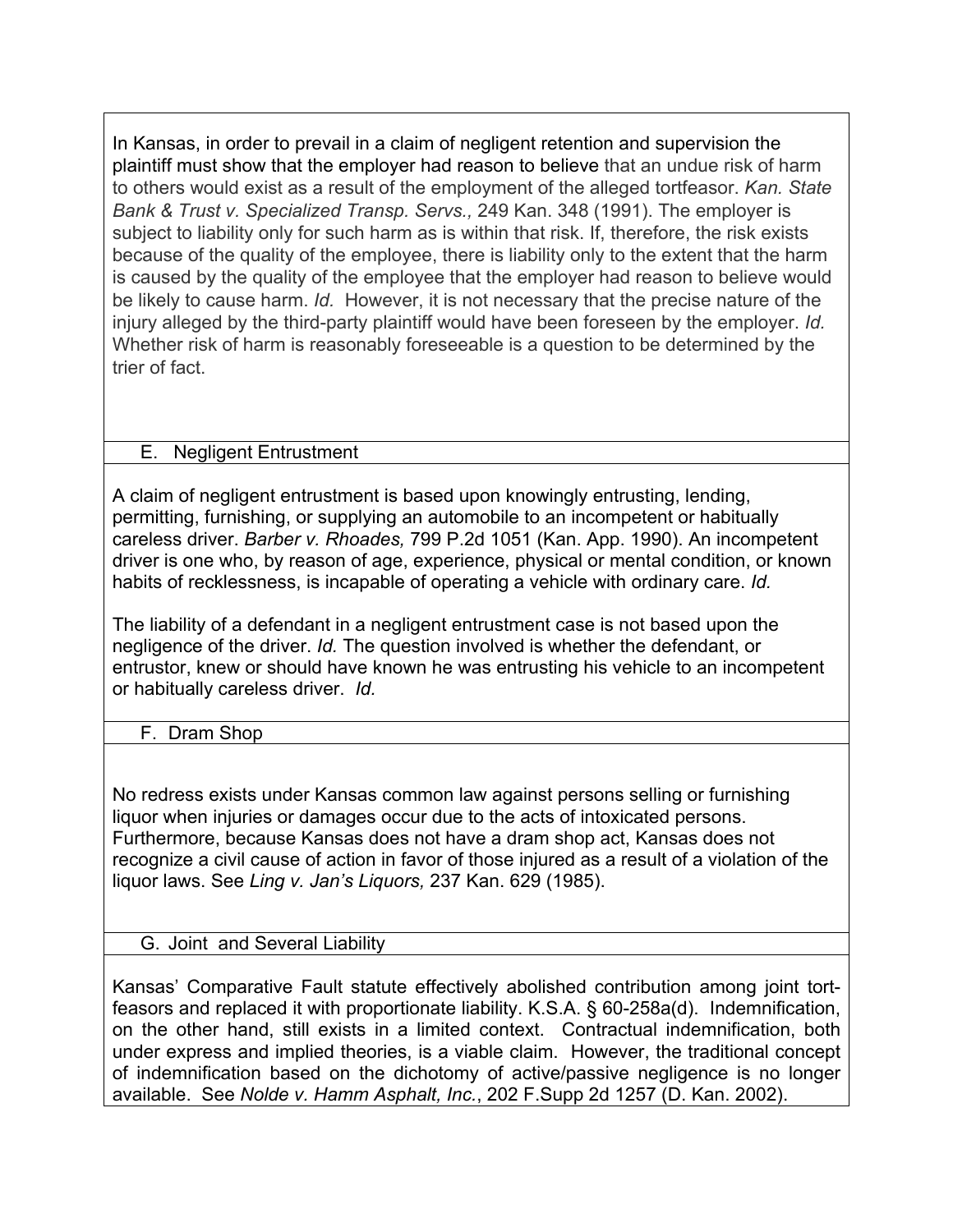In Kansas, in order to prevail in a claim of negligent retention and supervision the plaintiff must show that the employer had reason to believe that an undue risk of harm to others would exist as a result of the employment of the alleged tortfeasor. *Kan. State Bank & Trust v. Specialized Transp. Servs.,* 249 Kan. 348 (1991). The employer is subject to liability only for such harm as is within that risk. If, therefore, the risk exists because of the quality of the employee, there is liability only to the extent that the harm is caused by the quality of the employee that the employer had reason to believe would be likely to cause harm. *Id.* However, it is not necessary that the precise nature of the injury alleged by the third-party plaintiff would have been foreseen by the employer. *Id.* Whether risk of harm is reasonably foreseeable is a question to be determined by the trier of fact.

### E. Negligent Entrustment

A claim of negligent entrustment is based upon knowingly entrusting, lending, permitting, furnishing, or supplying an automobile to an incompetent or habitually careless driver. *Barber v. Rhoades,* 799 P.2d 1051 (Kan. App. 1990). An incompetent driver is one who, by reason of age, experience, physical or mental condition, or known habits of recklessness, is incapable of operating a vehicle with ordinary care. *Id.*

The liability of a defendant in a negligent entrustment case is not based upon the negligence of the driver. *Id.* The question involved is whether the defendant, or entrustor, knew or should have known he was entrusting his vehicle to an incompetent or habitually careless driver. *Id.*

### F. Dram Shop

No redress exists under Kansas common law against persons selling or furnishing liquor when injuries or damages occur due to the acts of intoxicated persons. Furthermore, because Kansas does not have a dram shop act, Kansas does not recognize a civil cause of action in favor of those injured as a result of a violation of the liquor laws. See *Ling v. Jan's Liquors,* 237 Kan. 629 (1985).

### G. Joint and Several Liability

Kansas' Comparative Fault statute effectively abolished contribution among joint tort-feasors and replaced it with proportionate liability. K.S.A. § 60-258a(d). Indemnification, on the other hand, still exists in a limited context. Contractual indemnification, both under express and implied theories, is a viable claim. However, the traditional concept of indemnification based on the dichotomy of active/passive negligence is no longer available. See *Nolde v. Hamm Asphalt, Inc.*, 202 F.Supp 2d 1257 (D. Kan. 2002).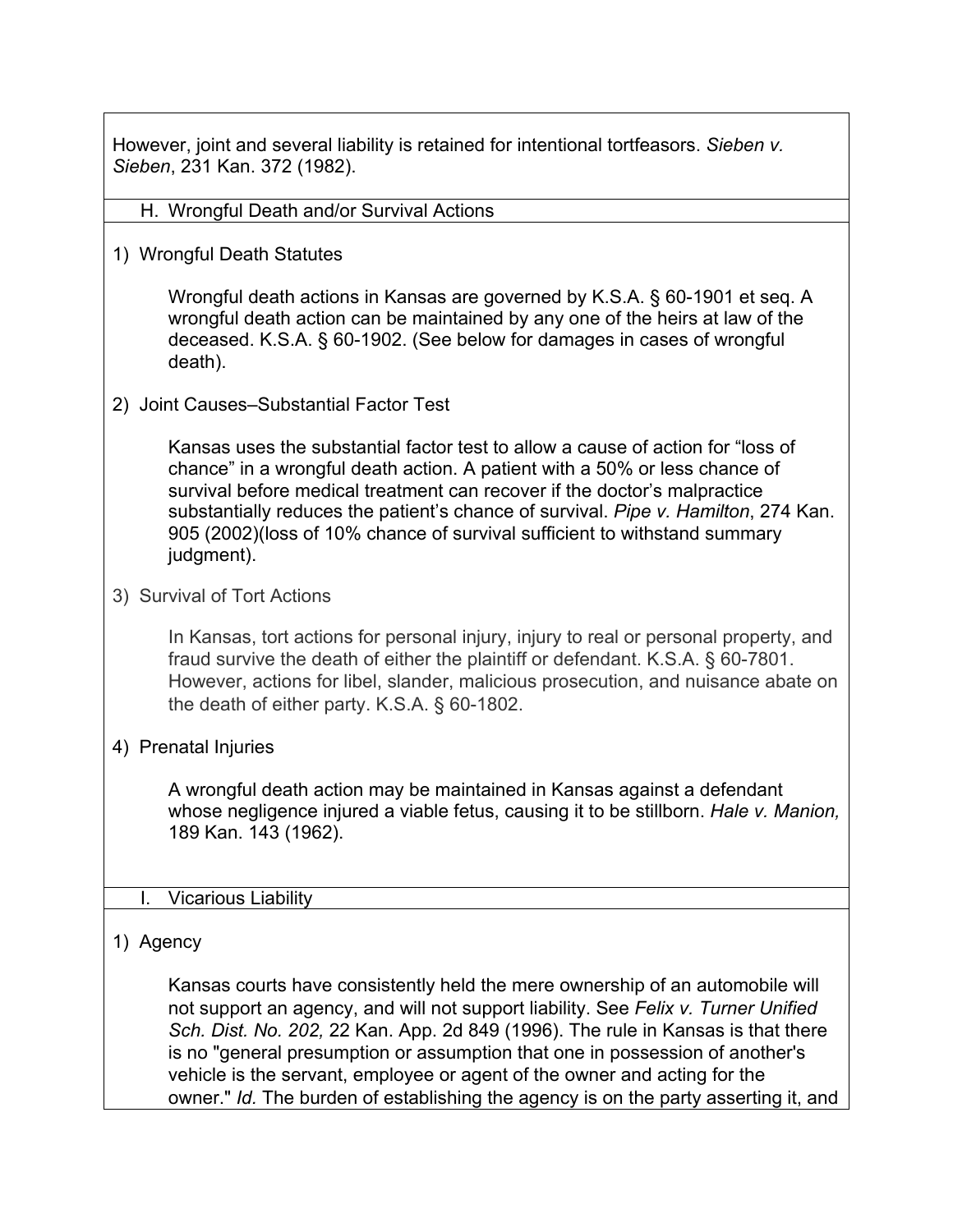However, joint and several liability is retained for intentional tortfeasors. *Sieben v. Sieben*, 231 Kan. 372 (1982).

## H. Wrongful Death and/or Survival Actions

### 1) Wrongful Death Statutes

Wrongful death actions in Kansas are governed by K.S.A. § 60-1901 et seq. A wrongful death action can be maintained by any one of the heirs at law of the deceased. K.S.A. § 60-1902. (See below for damages in cases of wrongful death).

### 2) Joint Causes–Substantial Factor Test

Kansas uses the substantial factor test to allow a cause of action for "loss of chance" in a wrongful death action. A patient with a 50% or less chance of survival before medical treatment can recover if the doctor's malpractice substantially reduces the patient's chance of survival. *Pipe v. Hamilton*, 274 Kan. 905 (2002)(loss of 10% chance of survival sufficient to withstand summary judgment).

### 3) Survival of Tort Actions

In Kansas, tort actions for personal injury, injury to real or personal property, and fraud survive the death of either the plaintiff or defendant. K.S.A. § 60-7801. However, actions for libel, slander, malicious prosecution, and nuisance abate on the death of either party. K.S.A. § 60-1802.

### 4) Prenatal Injuries

A wrongful death action may be maintained in Kansas against a defendant whose negligence injured a viable fetus, causing it to be stillborn. *Hale v. Manion,* 189 Kan. 143 (1962).

## I. Vicarious Liability

### 1) Agency

Kansas courts have consistently held the mere ownership of an automobile will not support an agency, and will not support liability. See *Felix v. Turner Unified Sch. Dist. No. 202,* 22 Kan. App. 2d 849 (1996). The rule in Kansas is that there is no "general presumption or assumption that one in possession of another's vehicle is the servant, employee or agent of the owner and acting for the owner." *Id.* The burden of establishing the agency is on the party asserting it, and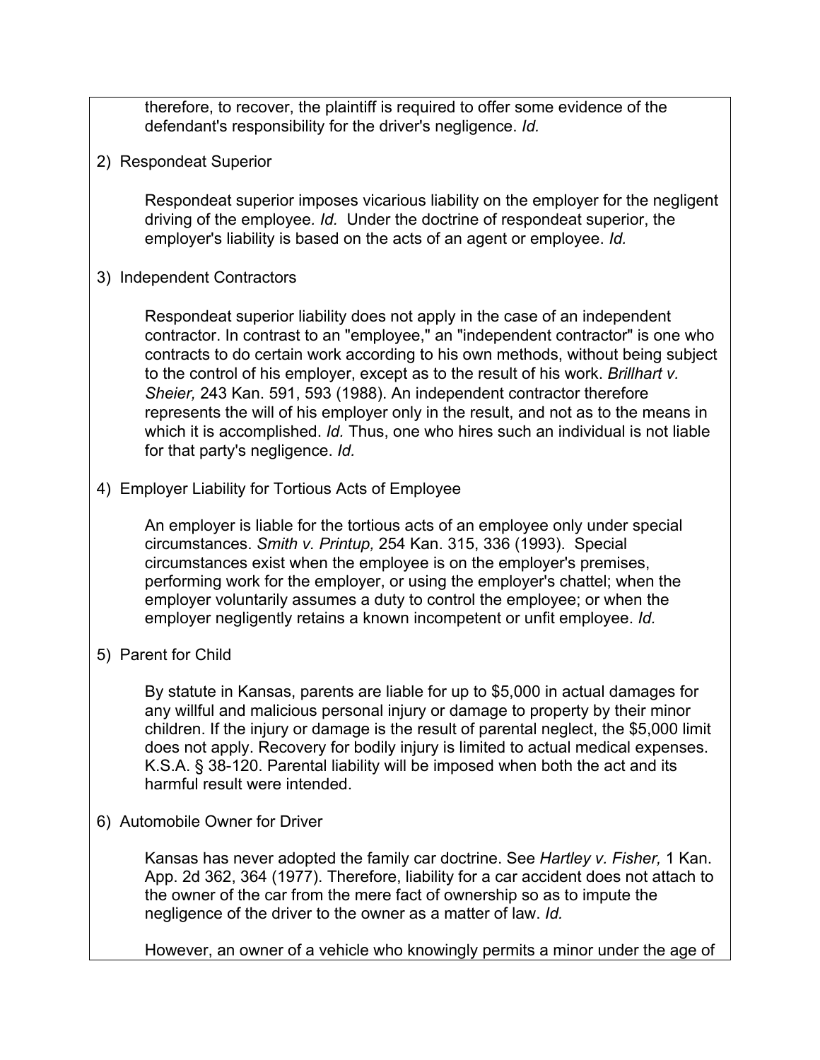therefore, to recover, the plaintiff is required to offer some evidence of the defendant's responsibility for the driver's negligence. *Id.*

2) Respondeat Superior

Respondeat superior imposes vicarious liability on the employer for the negligent driving of the employee. *Id.* Under the doctrine of respondeat superior, the employer's liability is based on the acts of an agent or employee. *Id.*

3) Independent Contractors

Respondeat superior liability does not apply in the case of an independent contractor. In contrast to an "employee," an "independent contractor" is one who contracts to do certain work according to his own methods, without being subject to the control of his employer, except as to the result of his work. *Brillhart v. Sheier,* 243 Kan. 591, 593 (1988). An independent contractor therefore represents the will of his employer only in the result, and not as to the means in which it is accomplished. *Id.* Thus, one who hires such an individual is not liable for that party's negligence. *Id.*

4) Employer Liability for Tortious Acts of Employee

An employer is liable for the tortious acts of an employee only under special circumstances. *Smith v. Printup,* 254 Kan. 315, 336 (1993). Special circumstances exist when the employee is on the employer's premises, performing work for the employer, or using the employer's chattel; when the employer voluntarily assumes a duty to control the employee; or when the employer negligently retains a known incompetent or unfit employee. *Id.*

5) Parent for Child

By statute in Kansas, parents are liable for up to $5,000 in actual damages for any willful and malicious personal injury or damage to property by their minor children. If the injury or damage is the result of parental neglect, the $5,000 limit does not apply. Recovery for bodily injury is limited to actual medical expenses. K.S.A. § 38-120. Parental liability will be imposed when both the act and its harmful result were intended.

6) Automobile Owner for Driver

Kansas has never adopted the family car doctrine. See *Hartley v. Fisher,* 1 Kan. App. 2d 362, 364 (1977). Therefore, liability for a car accident does not attach to the owner of the car from the mere fact of ownership so as to impute the negligence of the driver to the owner as a matter of law. *Id.*

However, an owner of a vehicle who knowingly permits a minor under the age of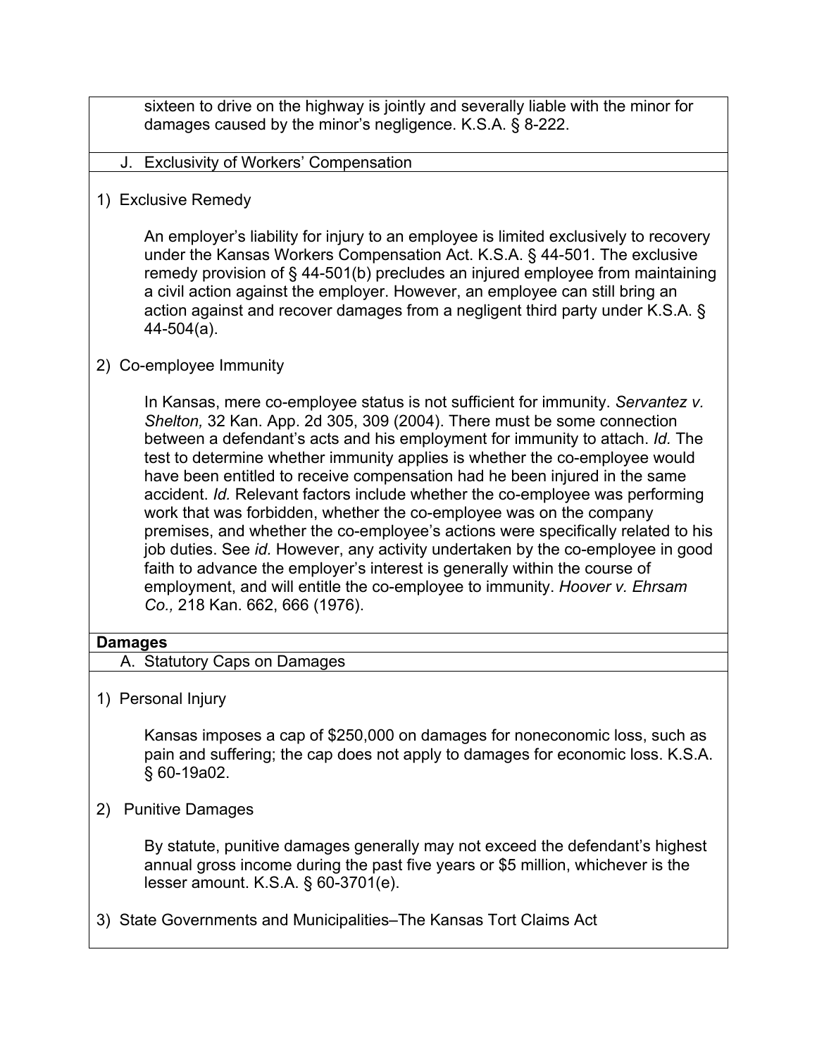sixteen to drive on the highway is jointly and severally liable with the minor for damages caused by the minor's negligence. K.S.A. § 8-222.

### J. Exclusivity of Workers' Compensation

1) Exclusive Remedy

An employer's liability for injury to an employee is limited exclusively to recovery under the Kansas Workers Compensation Act. K.S.A. § 44-501. The exclusive remedy provision of § 44-501(b) precludes an injured employee from maintaining a civil action against the employer. However, an employee can still bring an action against and recover damages from a negligent third party under K.S.A. § 44-504(a).

2) Co-employee Immunity

In Kansas, mere co-employee status is not sufficient for immunity. *Servantez v. Shelton,* 32 Kan. App. 2d 305, 309 (2004). There must be some connection between a defendant's acts and his employment for immunity to attach. *Id.* The test to determine whether immunity applies is whether the co-employee would have been entitled to receive compensation had he been injured in the same accident. *Id.* Relevant factors include whether the co-employee was performing work that was forbidden, whether the co-employee was on the company premises, and whether the co-employee's actions were specifically related to his job duties. See *id.* However, any activity undertaken by the co-employee in good faith to advance the employer's interest is generally within the course of employment, and will entitle the co-employee to immunity. *Hoover v. Ehrsam Co.,* 218 Kan. 662, 666 (1976).

## Damages

### A. Statutory Caps on Damages

1) Personal Injury

Kansas imposes a cap of $250,000 on damages for noneconomic loss, such as pain and suffering; the cap does not apply to damages for economic loss. K.S.A. § 60-19a02.

2) Punitive Damages

By statute, punitive damages generally may not exceed the defendant's highest annual gross income during the past five years or $5 million, whichever is the lesser amount. K.S.A. § 60-3701(e).

3) State Governments and Municipalities–The Kansas Tort Claims Act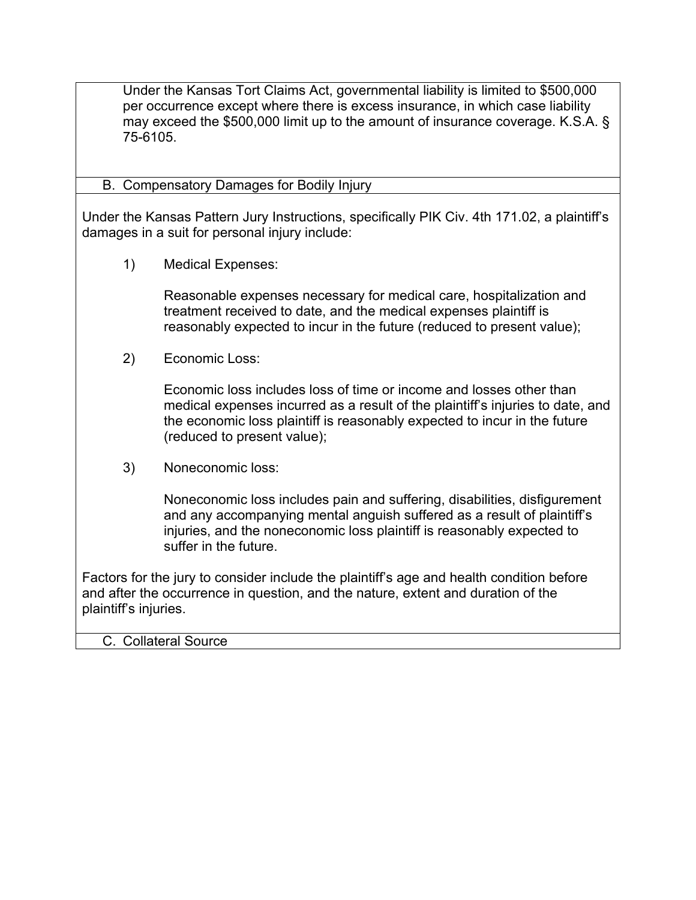Under the Kansas Tort Claims Act, governmental liability is limited to $500,000 per occurrence except where there is excess insurance, in which case liability may exceed the $500,000 limit up to the amount of insurance coverage. K.S.A. § 75-6105.

## B. Compensatory Damages for Bodily Injury

Under the Kansas Pattern Jury Instructions, specifically PIK Civ. 4th 171.02, a plaintiff's damages in a suit for personal injury include:

1) Medical Expenses:

   Reasonable expenses necessary for medical care, hospitalization and treatment received to date, and the medical expenses plaintiff is reasonably expected to incur in the future (reduced to present value);

2) Economic Loss:

   Economic loss includes loss of time or income and losses other than medical expenses incurred as a result of the plaintiff's injuries to date, and the economic loss plaintiff is reasonably expected to incur in the future (reduced to present value);

3) Noneconomic loss:

   Noneconomic loss includes pain and suffering, disabilities, disfigurement and any accompanying mental anguish suffered as a result of plaintiff's injuries, and the noneconomic loss plaintiff is reasonably expected to suffer in the future.

Factors for the jury to consider include the plaintiff's age and health condition before and after the occurrence in question, and the nature, extent and duration of the plaintiff's injuries.

## C. Collateral Source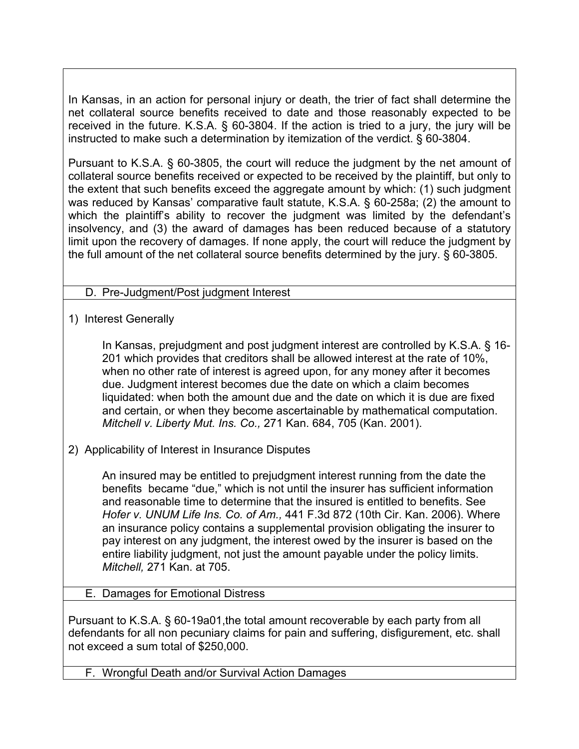In Kansas, in an action for personal injury or death, the trier of fact shall determine the net collateral source benefits received to date and those reasonably expected to be received in the future. K.S.A. § 60-3804. If the action is tried to a jury, the jury will be instructed to make such a determination by itemization of the verdict. § 60-3804.

Pursuant to K.S.A. § 60-3805, the court will reduce the judgment by the net amount of collateral source benefits received or expected to be received by the plaintiff, but only to the extent that such benefits exceed the aggregate amount by which: (1) such judgment was reduced by Kansas' comparative fault statute, K.S.A. § 60-258a; (2) the amount to which the plaintiff's ability to recover the judgment was limited by the defendant's insolvency, and (3) the award of damages has been reduced because of a statutory limit upon the recovery of damages. If none apply, the court will reduce the judgment by the full amount of the net collateral source benefits determined by the jury. § 60-3805.

### D. Pre-Judgment/Post judgment Interest

1) Interest Generally

> In Kansas, prejudgment and post judgment interest are controlled by K.S.A. § 16-201 which provides that creditors shall be allowed interest at the rate of 10%, when no other rate of interest is agreed upon, for any money after it becomes due. Judgment interest becomes due the date on which a claim becomes liquidated: when both the amount due and the date on which it is due are fixed and certain, or when they become ascertainable by mathematical computation. *Mitchell v. Liberty Mut. Ins. Co.,* 271 Kan. 684, 705 (Kan. 2001).

2) Applicability of Interest in Insurance Disputes

> An insured may be entitled to prejudgment interest running from the date the benefits became "due," which is not until the insurer has sufficient information and reasonable time to determine that the insured is entitled to benefits. See *Hofer v. UNUM Life Ins. Co. of Am.,* 441 F.3d 872 (10th Cir. Kan. 2006). Where an insurance policy contains a supplemental provision obligating the insurer to pay interest on any judgment, the interest owed by the insurer is based on the entire liability judgment, not just the amount payable under the policy limits. *Mitchell,* 271 Kan. at 705.

### E. Damages for Emotional Distress

Pursuant to K.S.A. § 60-19a01,the total amount recoverable by each party from all defendants for all non pecuniary claims for pain and suffering, disfigurement, etc. shall not exceed a sum total of $250,000.

### F. Wrongful Death and/or Survival Action Damages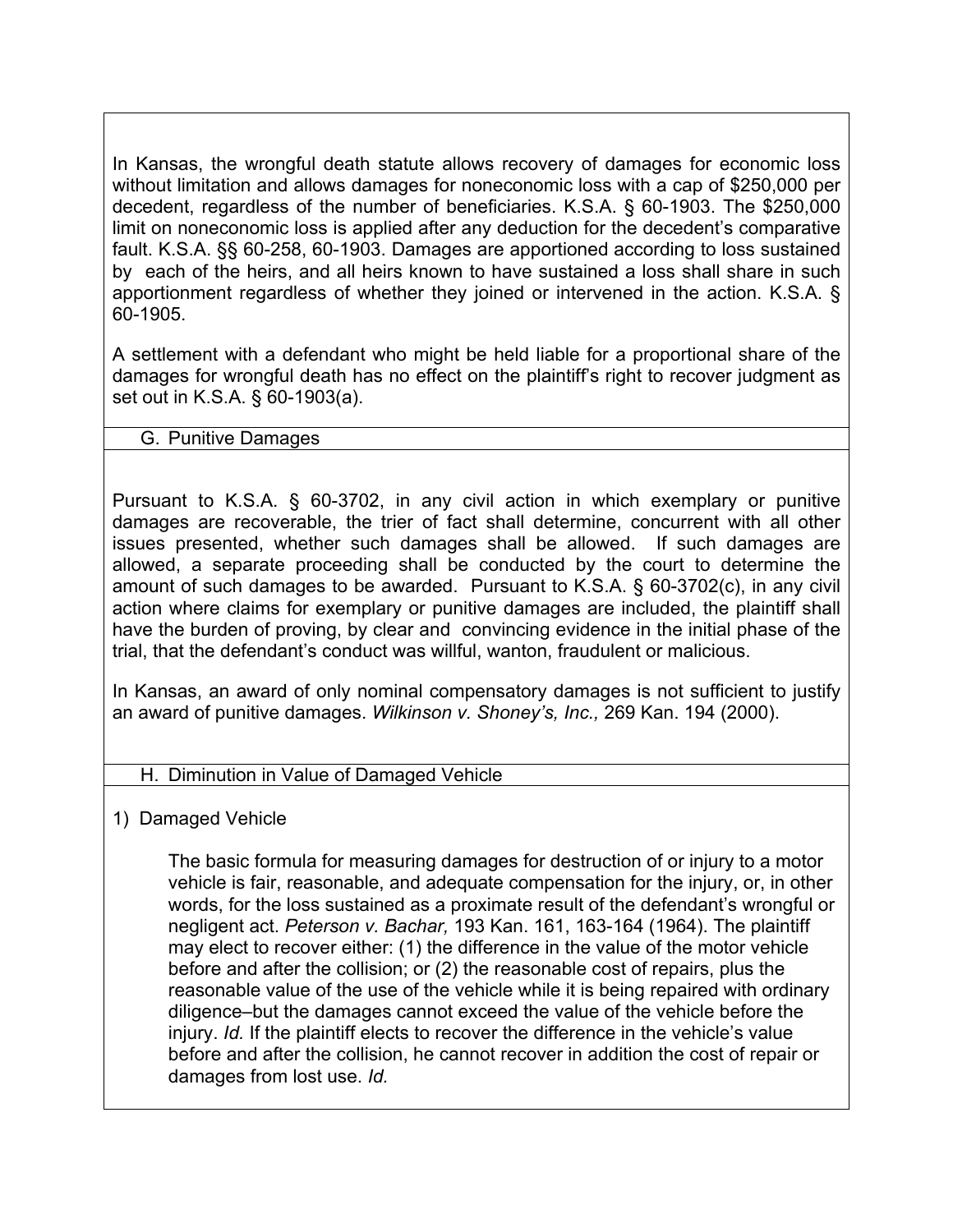In Kansas, the wrongful death statute allows recovery of damages for economic loss without limitation and allows damages for noneconomic loss with a cap of $250,000 per decedent, regardless of the number of beneficiaries. K.S.A. § 60-1903. The $250,000 limit on noneconomic loss is applied after any deduction for the decedent's comparative fault. K.S.A. §§ 60-258, 60-1903. Damages are apportioned according to loss sustained by each of the heirs, and all heirs known to have sustained a loss shall share in such apportionment regardless of whether they joined or intervened in the action. K.S.A. § 60-1905.

A settlement with a defendant who might be held liable for a proportional share of the damages for wrongful death has no effect on the plaintiff's right to recover judgment as set out in K.S.A. § 60-1903(a).

## G. Punitive Damages

Pursuant to K.S.A. § 60-3702, in any civil action in which exemplary or punitive damages are recoverable, the trier of fact shall determine, concurrent with all other issues presented, whether such damages shall be allowed. If such damages are allowed, a separate proceeding shall be conducted by the court to determine the amount of such damages to be awarded. Pursuant to K.S.A. § 60-3702(c), in any civil action where claims for exemplary or punitive damages are included, the plaintiff shall have the burden of proving, by clear and convincing evidence in the initial phase of the trial, that the defendant's conduct was willful, wanton, fraudulent or malicious.

In Kansas, an award of only nominal compensatory damages is not sufficient to justify an award of punitive damages. *Wilkinson v. Shoney's, Inc.,* 269 Kan. 194 (2000).

## H. Diminution in Value of Damaged Vehicle

### 1) Damaged Vehicle

The basic formula for measuring damages for destruction of or injury to a motor vehicle is fair, reasonable, and adequate compensation for the injury, or, in other words, for the loss sustained as a proximate result of the defendant's wrongful or negligent act. *Peterson v. Bachar,* 193 Kan. 161, 163-164 (1964). The plaintiff may elect to recover either: (1) the difference in the value of the motor vehicle before and after the collision; or (2) the reasonable cost of repairs, plus the reasonable value of the use of the vehicle while it is being repaired with ordinary diligence–but the damages cannot exceed the value of the vehicle before the injury. *Id.* If the plaintiff elects to recover the difference in the vehicle's value before and after the collision, he cannot recover in addition the cost of repair or damages from lost use. *Id.*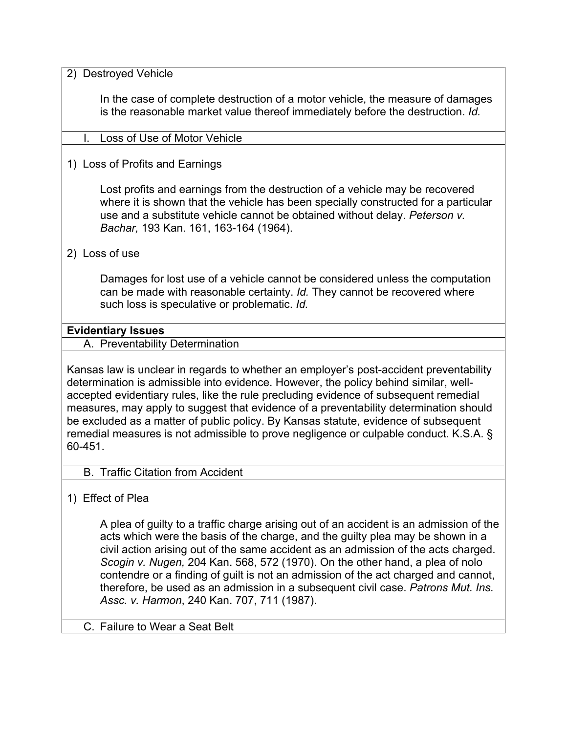2) Destroyed Vehicle

> In the case of complete destruction of a motor vehicle, the measure of damages is the reasonable market value thereof immediately before the destruction. *Id.*

### I. Loss of Use of Motor Vehicle

1) Loss of Profits and Earnings

> Lost profits and earnings from the destruction of a vehicle may be recovered where it is shown that the vehicle has been specially constructed for a particular use and a substitute vehicle cannot be obtained without delay. *Peterson v. Bachar,* 193 Kan. 161, 163-164 (1964).

2) Loss of use

> Damages for lost use of a vehicle cannot be considered unless the computation can be made with reasonable certainty. *Id.* They cannot be recovered where such loss is speculative or problematic. *Id.*

## Evidentiary Issues

### A. Preventability Determination

Kansas law is unclear in regards to whether an employer's post-accident preventability determination is admissible into evidence. However, the policy behind similar, well-accepted evidentiary rules, like the rule precluding evidence of subsequent remedial measures, may apply to suggest that evidence of a preventability determination should be excluded as a matter of public policy. By Kansas statute, evidence of subsequent remedial measures is not admissible to prove negligence or culpable conduct. K.S.A. § 60-451.

### B. Traffic Citation from Accident

1) Effect of Plea

> A plea of guilty to a traffic charge arising out of an accident is an admission of the acts which were the basis of the charge, and the guilty plea may be shown in a civil action arising out of the same accident as an admission of the acts charged. *Scogin v. Nugen,* 204 Kan. 568, 572 (1970). On the other hand, a plea of nolo contendre or a finding of guilt is not an admission of the act charged and cannot, therefore, be used as an admission in a subsequent civil case. *Patrons Mut. Ins. Assc. v. Harmon*, 240 Kan. 707, 711 (1987).

### C. Failure to Wear a Seat Belt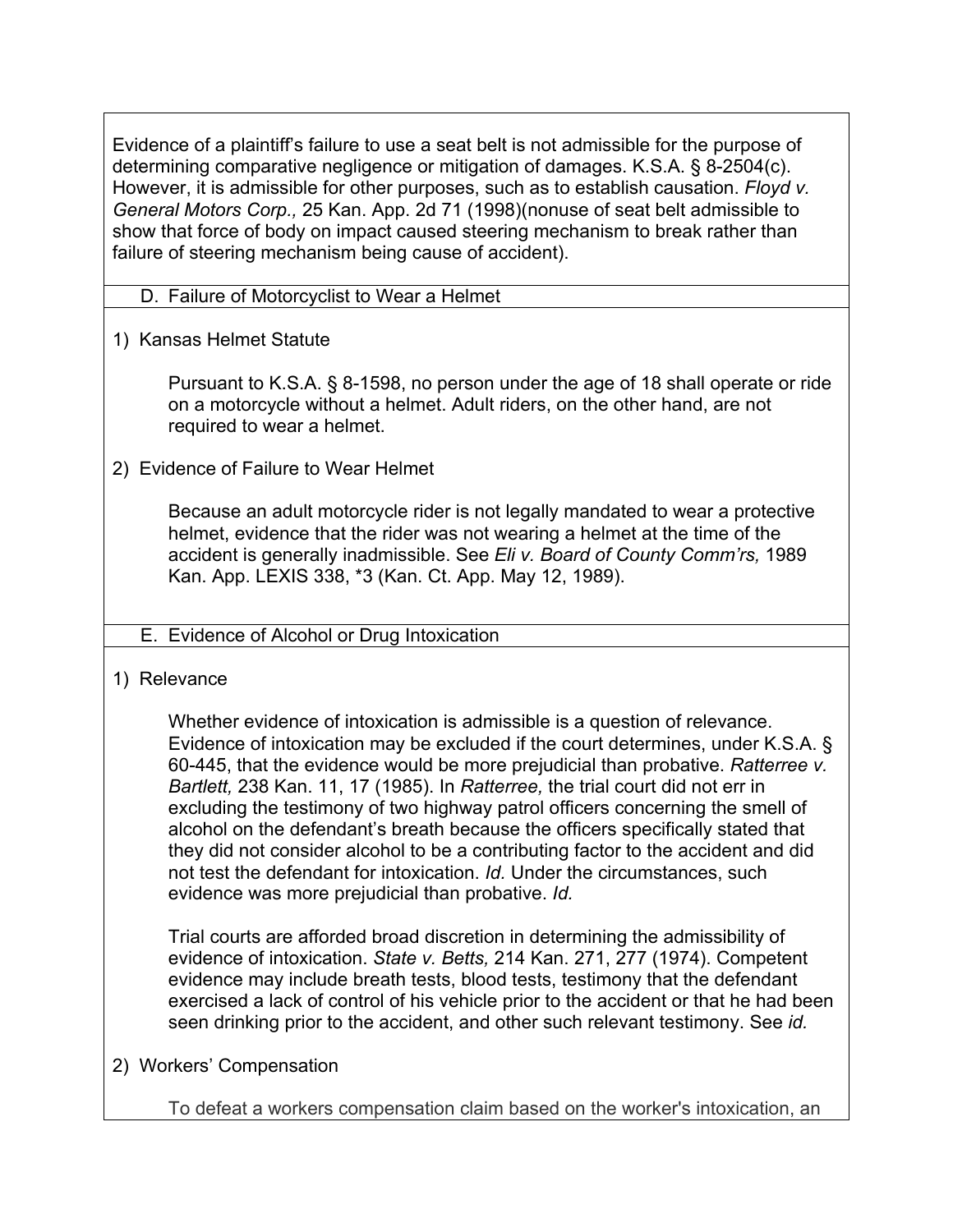Evidence of a plaintiff's failure to use a seat belt is not admissible for the purpose of determining comparative negligence or mitigation of damages. K.S.A. § 8-2504(c). However, it is admissible for other purposes, such as to establish causation. *Floyd v. General Motors Corp.,* 25 Kan. App. 2d 71 (1998)(nonuse of seat belt admissible to show that force of body on impact caused steering mechanism to break rather than failure of steering mechanism being cause of accident).

### D. Failure of Motorcyclist to Wear a Helmet

1) Kansas Helmet Statute

Pursuant to K.S.A. § 8-1598, no person under the age of 18 shall operate or ride on a motorcycle without a helmet. Adult riders, on the other hand, are not required to wear a helmet.

2) Evidence of Failure to Wear Helmet

Because an adult motorcycle rider is not legally mandated to wear a protective helmet, evidence that the rider was not wearing a helmet at the time of the accident is generally inadmissible. See *Eli v. Board of County Comm'rs,* 1989 Kan. App. LEXIS 338, *3 (Kan. Ct. App. May 12, 1989).

### E. Evidence of Alcohol or Drug Intoxication

1) Relevance

Whether evidence of intoxication is admissible is a question of relevance. Evidence of intoxication may be excluded if the court determines, under K.S.A. § 60-445, that the evidence would be more prejudicial than probative. *Ratterree v. Bartlett,* 238 Kan. 11, 17 (1985). In *Ratterree,* the trial court did not err in excluding the testimony of two highway patrol officers concerning the smell of alcohol on the defendant's breath because the officers specifically stated that they did not consider alcohol to be a contributing factor to the accident and did not test the defendant for intoxication. *Id.* Under the circumstances, such evidence was more prejudicial than probative. *Id.*

Trial courts are afforded broad discretion in determining the admissibility of evidence of intoxication. *State v. Betts,* 214 Kan. 271, 277 (1974). Competent evidence may include breath tests, blood tests, testimony that the defendant exercised a lack of control of his vehicle prior to the accident or that he had been seen drinking prior to the accident, and other such relevant testimony. See *id.*

2) Workers' Compensation

To defeat a workers compensation claim based on the worker's intoxication, an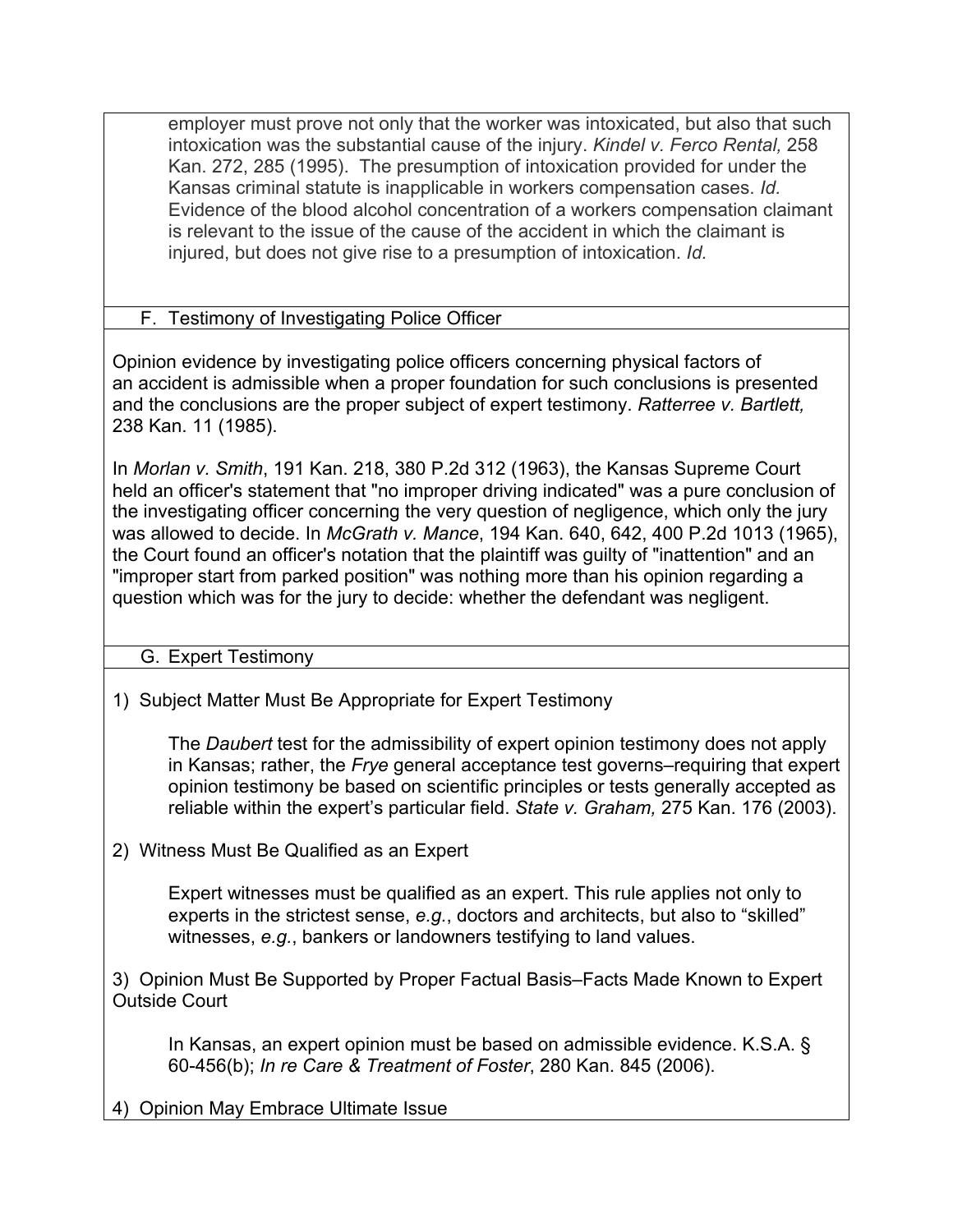employer must prove not only that the worker was intoxicated, but also that such intoxication was the substantial cause of the injury. *Kindel v. Ferco Rental,* 258 Kan. 272, 285 (1995). The presumption of intoxication provided for under the Kansas criminal statute is inapplicable in workers compensation cases. *Id.* Evidence of the blood alcohol concentration of a workers compensation claimant is relevant to the issue of the cause of the accident in which the claimant is injured, but does not give rise to a presumption of intoxication. *Id.*

### F. Testimony of Investigating Police Officer

Opinion evidence by investigating police officers concerning physical factors of an accident is admissible when a proper foundation for such conclusions is presented and the conclusions are the proper subject of expert testimony. *Ratterree v. Bartlett,* 238 Kan. 11 (1985).

In *Morlan v. Smith*, 191 Kan. 218, 380 P.2d 312 (1963), the Kansas Supreme Court held an officer's statement that "no improper driving indicated" was a pure conclusion of the investigating officer concerning the very question of negligence, which only the jury was allowed to decide. In *McGrath v. Mance*, 194 Kan. 640, 642, 400 P.2d 1013 (1965), the Court found an officer's notation that the plaintiff was guilty of "inattention" and an "improper start from parked position" was nothing more than his opinion regarding a question which was for the jury to decide: whether the defendant was negligent.

### G. Expert Testimony

1) Subject Matter Must Be Appropriate for Expert Testimony

The *Daubert* test for the admissibility of expert opinion testimony does not apply in Kansas; rather, the *Frye* general acceptance test governs–requiring that expert opinion testimony be based on scientific principles or tests generally accepted as reliable within the expert's particular field. *State v. Graham,* 275 Kan. 176 (2003).

2) Witness Must Be Qualified as an Expert

Expert witnesses must be qualified as an expert. This rule applies not only to experts in the strictest sense, *e.g.*, doctors and architects, but also to "skilled" witnesses, *e.g.*, bankers or landowners testifying to land values.

3) Opinion Must Be Supported by Proper Factual Basis–Facts Made Known to Expert Outside Court

In Kansas, an expert opinion must be based on admissible evidence. K.S.A. § 60-456(b); *In re Care & Treatment of Foster*, 280 Kan. 845 (2006).

4) Opinion May Embrace Ultimate Issue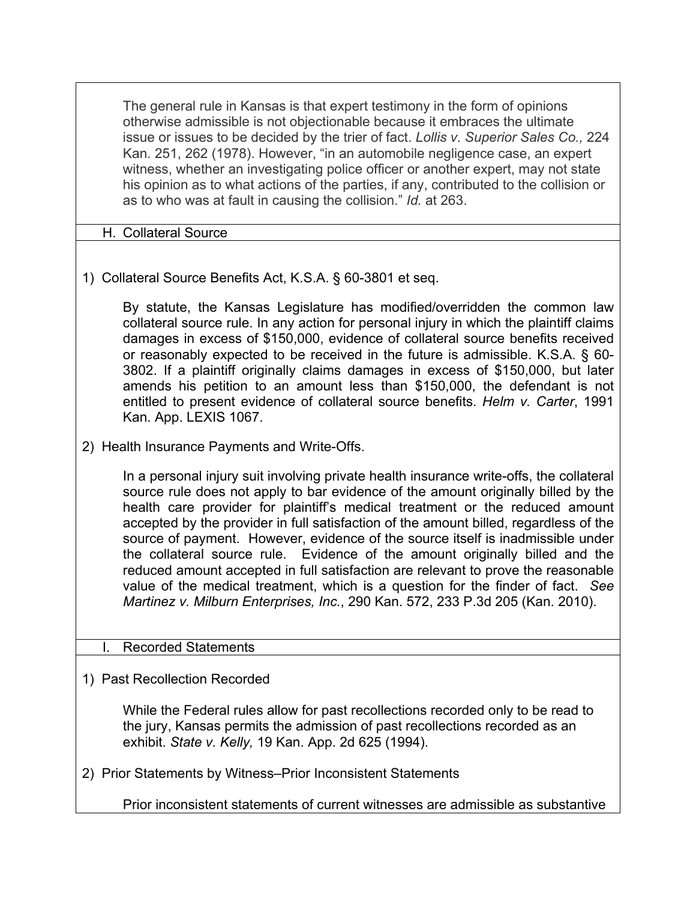The general rule in Kansas is that expert testimony in the form of opinions otherwise admissible is not objectionable because it embraces the ultimate issue or issues to be decided by the trier of fact. *Lollis v. Superior Sales Co.,* 224 Kan. 251, 262 (1978). However, "in an automobile negligence case, an expert witness, whether an investigating police officer or another expert, may not state his opinion as to what actions of the parties, if any, contributed to the collision or as to who was at fault in causing the collision." *Id.* at 263.

### H. Collateral Source

1) Collateral Source Benefits Act, K.S.A. § 60-3801 et seq.

By statute, the Kansas Legislature has modified/overridden the common law collateral source rule. In any action for personal injury in which the plaintiff claims damages in excess of $150,000, evidence of collateral source benefits received or reasonably expected to be received in the future is admissible. K.S.A. § 60-3802. If a plaintiff originally claims damages in excess of $150,000, but later amends his petition to an amount less than $150,000, the defendant is not entitled to present evidence of collateral source benefits. *Helm v. Carter*, 1991 Kan. App. LEXIS 1067.

2) Health Insurance Payments and Write-Offs.

In a personal injury suit involving private health insurance write-offs, the collateral source rule does not apply to bar evidence of the amount originally billed by the health care provider for plaintiff's medical treatment or the reduced amount accepted by the provider in full satisfaction of the amount billed, regardless of the source of payment. However, evidence of the source itself is inadmissible under the collateral source rule. Evidence of the amount originally billed and the reduced amount accepted in full satisfaction are relevant to prove the reasonable value of the medical treatment, which is a question for the finder of fact. *See Martinez v. Milburn Enterprises, Inc.*, 290 Kan. 572, 233 P.3d 205 (Kan. 2010).

### I. Recorded Statements

1) Past Recollection Recorded

While the Federal rules allow for past recollections recorded only to be read to the jury, Kansas permits the admission of past recollections recorded as an exhibit. *State v. Kelly,* 19 Kan. App. 2d 625 (1994).

2) Prior Statements by Witness–Prior Inconsistent Statements

Prior inconsistent statements of current witnesses are admissible as substantive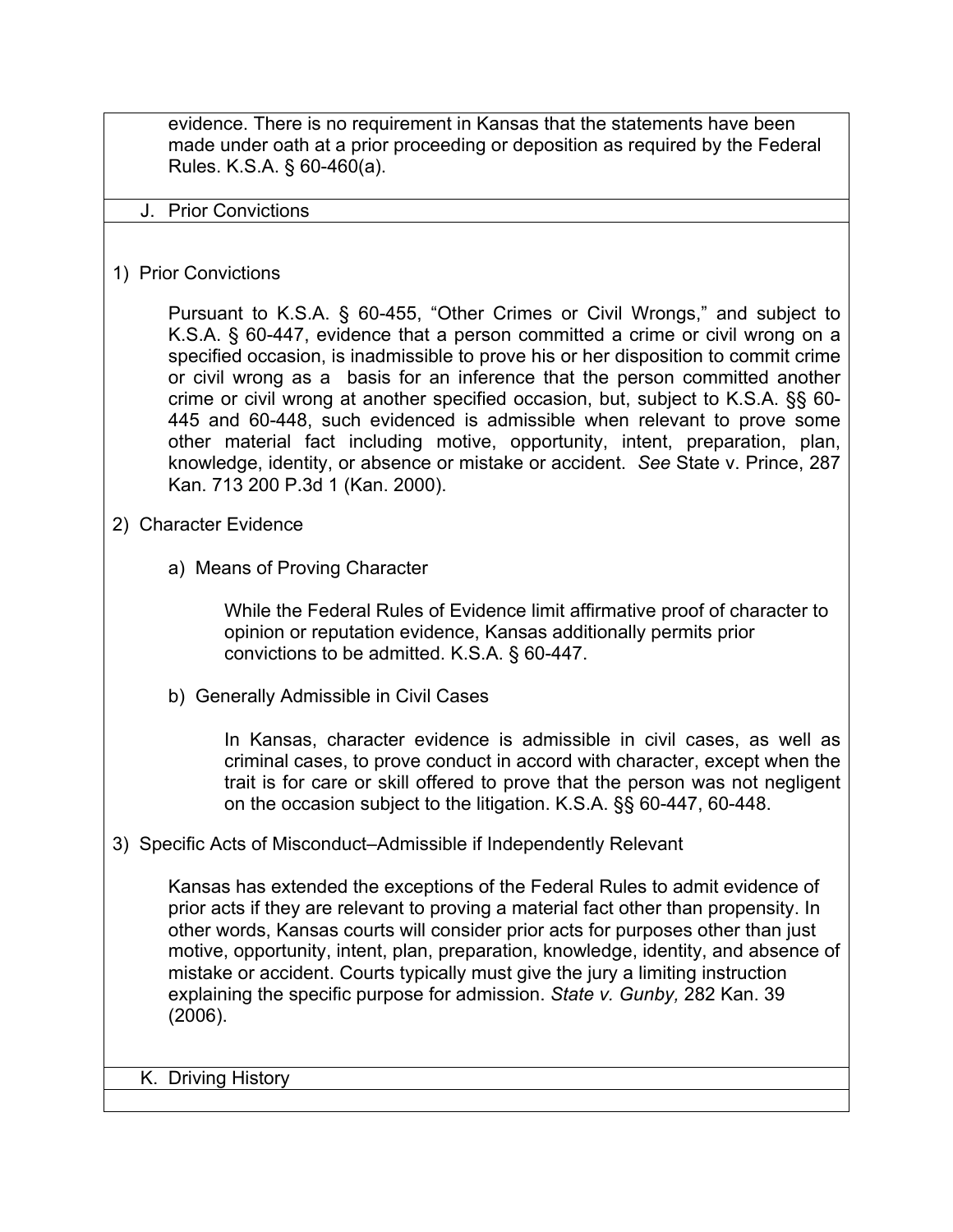evidence. There is no requirement in Kansas that the statements have been made under oath at a prior proceeding or deposition as required by the Federal Rules. K.S.A. § 60-460(a).

## J. Prior Convictions

### 1) Prior Convictions

Pursuant to K.S.A. § 60-455, “Other Crimes or Civil Wrongs,” and subject to K.S.A. § 60-447, evidence that a person committed a crime or civil wrong on a specified occasion, is inadmissible to prove his or her disposition to commit crime or civil wrong as a basis for an inference that the person committed another crime or civil wrong at another specified occasion, but, subject to K.S.A. §§ 60-445 and 60-448, such evidenced is admissible when relevant to prove some other material fact including motive, opportunity, intent, preparation, plan, knowledge, identity, or absence or mistake or accident. *See* State v. Prince, 287 Kan. 713 200 P.3d 1 (Kan. 2000).

### 2) Character Evidence

#### a) Means of Proving Character

While the Federal Rules of Evidence limit affirmative proof of character to opinion or reputation evidence, Kansas additionally permits prior convictions to be admitted. K.S.A. § 60-447.

#### b) Generally Admissible in Civil Cases

In Kansas, character evidence is admissible in civil cases, as well as criminal cases, to prove conduct in accord with character, except when the trait is for care or skill offered to prove that the person was not negligent on the occasion subject to the litigation. K.S.A. §§ 60-447, 60-448.

### 3) Specific Acts of Misconduct–Admissible if Independently Relevant

Kansas has extended the exceptions of the Federal Rules to admit evidence of prior acts if they are relevant to proving a material fact other than propensity. In other words, Kansas courts will consider prior acts for purposes other than just motive, opportunity, intent, plan, preparation, knowledge, identity, and absence of mistake or accident. Courts typically must give the jury a limiting instruction explaining the specific purpose for admission. *State v. Gunby,* 282 Kan. 39 (2006).

## K. Driving History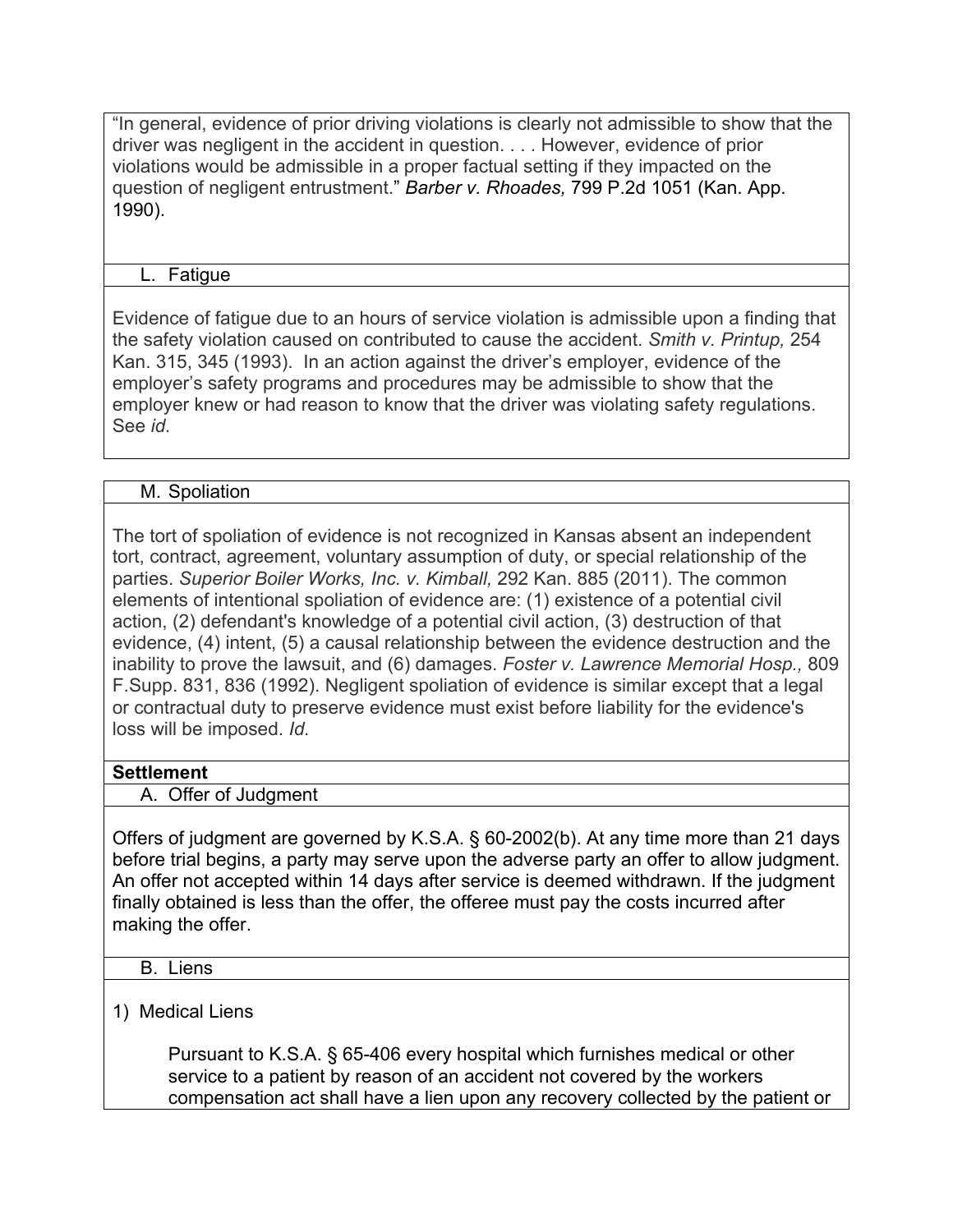"In general, evidence of prior driving violations is clearly not admissible to show that the driver was negligent in the accident in question. . . . However, evidence of prior violations would be admissible in a proper factual setting if they impacted on the question of negligent entrustment." *Barber v. Rhoades,* 799 P.2d 1051 (Kan. App. 1990).

### L. Fatigue

Evidence of fatigue due to an hours of service violation is admissible upon a finding that the safety violation caused on contributed to cause the accident. *Smith v. Printup,* 254 Kan. 315, 345 (1993). In an action against the driver's employer, evidence of the employer's safety programs and procedures may be admissible to show that the employer knew or had reason to know that the driver was violating safety regulations. See *id.*

### M. Spoliation

The tort of spoliation of evidence is not recognized in Kansas absent an independent tort, contract, agreement, voluntary assumption of duty, or special relationship of the parties. *Superior Boiler Works, Inc. v. Kimball,* 292 Kan. 885 (2011). The common elements of intentional spoliation of evidence are: (1) existence of a potential civil action, (2) defendant's knowledge of a potential civil action, (3) destruction of that evidence, (4) intent, (5) a causal relationship between the evidence destruction and the inability to prove the lawsuit, and (6) damages. *Foster v. Lawrence Memorial Hosp.,* 809 F.Supp. 831, 836 (1992). Negligent spoliation of evidence is similar except that a legal or contractual duty to preserve evidence must exist before liability for the evidence's loss will be imposed. *Id.*

## Settlement

### A. Offer of Judgment

Offers of judgment are governed by K.S.A. § 60-2002(b). At any time more than 21 days before trial begins, a party may serve upon the adverse party an offer to allow judgment. An offer not accepted within 14 days after service is deemed withdrawn. If the judgment finally obtained is less than the offer, the offeree must pay the costs incurred after making the offer.

### B. Liens

1) Medical Liens

Pursuant to K.S.A. § 65-406 every hospital which furnishes medical or other service to a patient by reason of an accident not covered by the workers compensation act shall have a lien upon any recovery collected by the patient or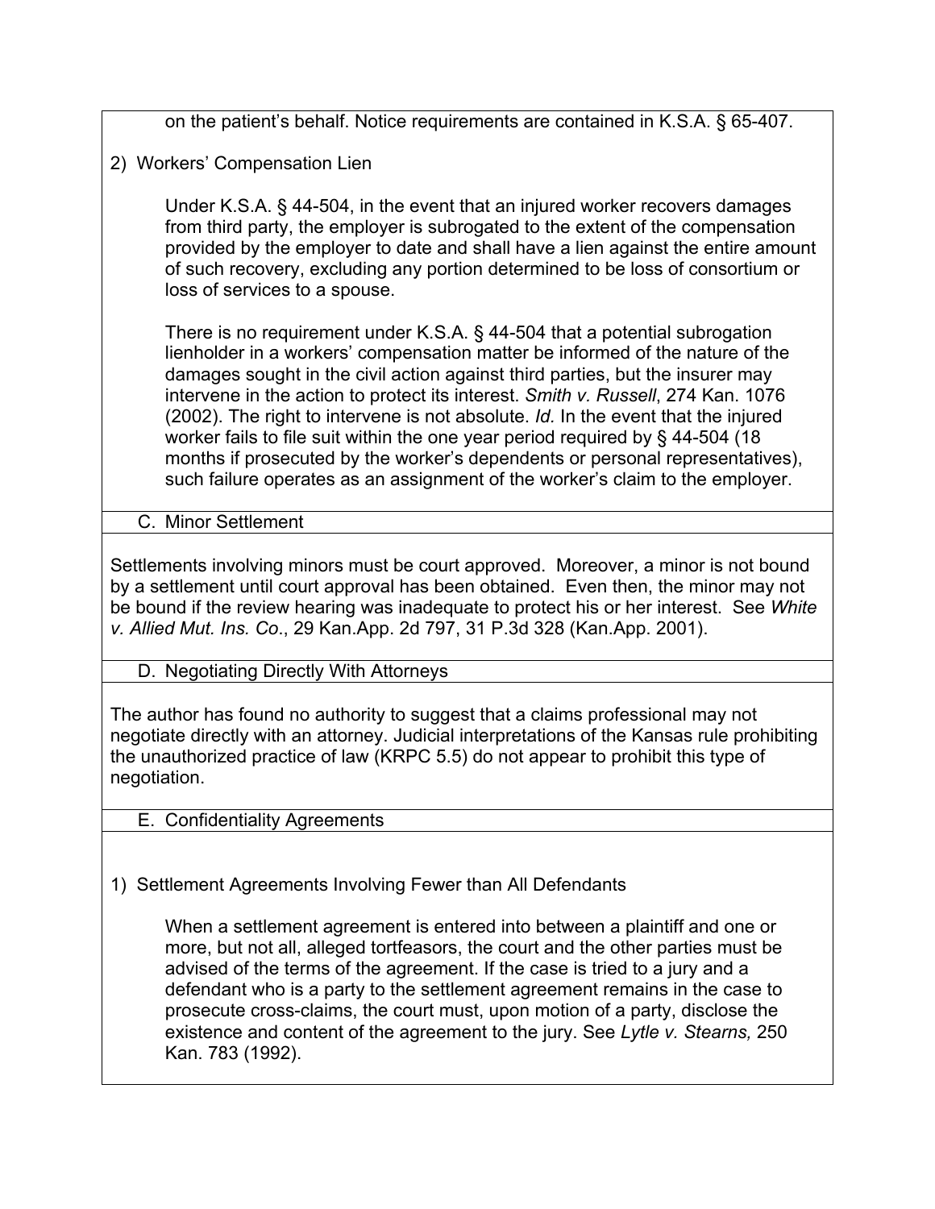on the patient's behalf. Notice requirements are contained in K.S.A. § 65-407.

2) Workers' Compensation Lien

Under K.S.A. § 44-504, in the event that an injured worker recovers damages from third party, the employer is subrogated to the extent of the compensation provided by the employer to date and shall have a lien against the entire amount of such recovery, excluding any portion determined to be loss of consortium or loss of services to a spouse.

There is no requirement under K.S.A. § 44-504 that a potential subrogation lienholder in a workers' compensation matter be informed of the nature of the damages sought in the civil action against third parties, but the insurer may intervene in the action to protect its interest. *Smith v. Russell*, 274 Kan. 1076 (2002). The right to intervene is not absolute. *Id.* In the event that the injured worker fails to file suit within the one year period required by § 44-504 (18 months if prosecuted by the worker's dependents or personal representatives), such failure operates as an assignment of the worker's claim to the employer.

### C. Minor Settlement

Settlements involving minors must be court approved. Moreover, a minor is not bound by a settlement until court approval has been obtained. Even then, the minor may not be bound if the review hearing was inadequate to protect his or her interest. See *White v. Allied Mut. Ins. Co*., 29 Kan.App. 2d 797, 31 P.3d 328 (Kan.App. 2001).

### D. Negotiating Directly With Attorneys

The author has found no authority to suggest that a claims professional may not negotiate directly with an attorney. Judicial interpretations of the Kansas rule prohibiting the unauthorized practice of law (KRPC 5.5) do not appear to prohibit this type of negotiation.

### E. Confidentiality Agreements

1) Settlement Agreements Involving Fewer than All Defendants

When a settlement agreement is entered into between a plaintiff and one or more, but not all, alleged tortfeasors, the court and the other parties must be advised of the terms of the agreement. If the case is tried to a jury and a defendant who is a party to the settlement agreement remains in the case to prosecute cross-claims, the court must, upon motion of a party, disclose the existence and content of the agreement to the jury. See *Lytle v. Stearns,* 250 Kan. 783 (1992).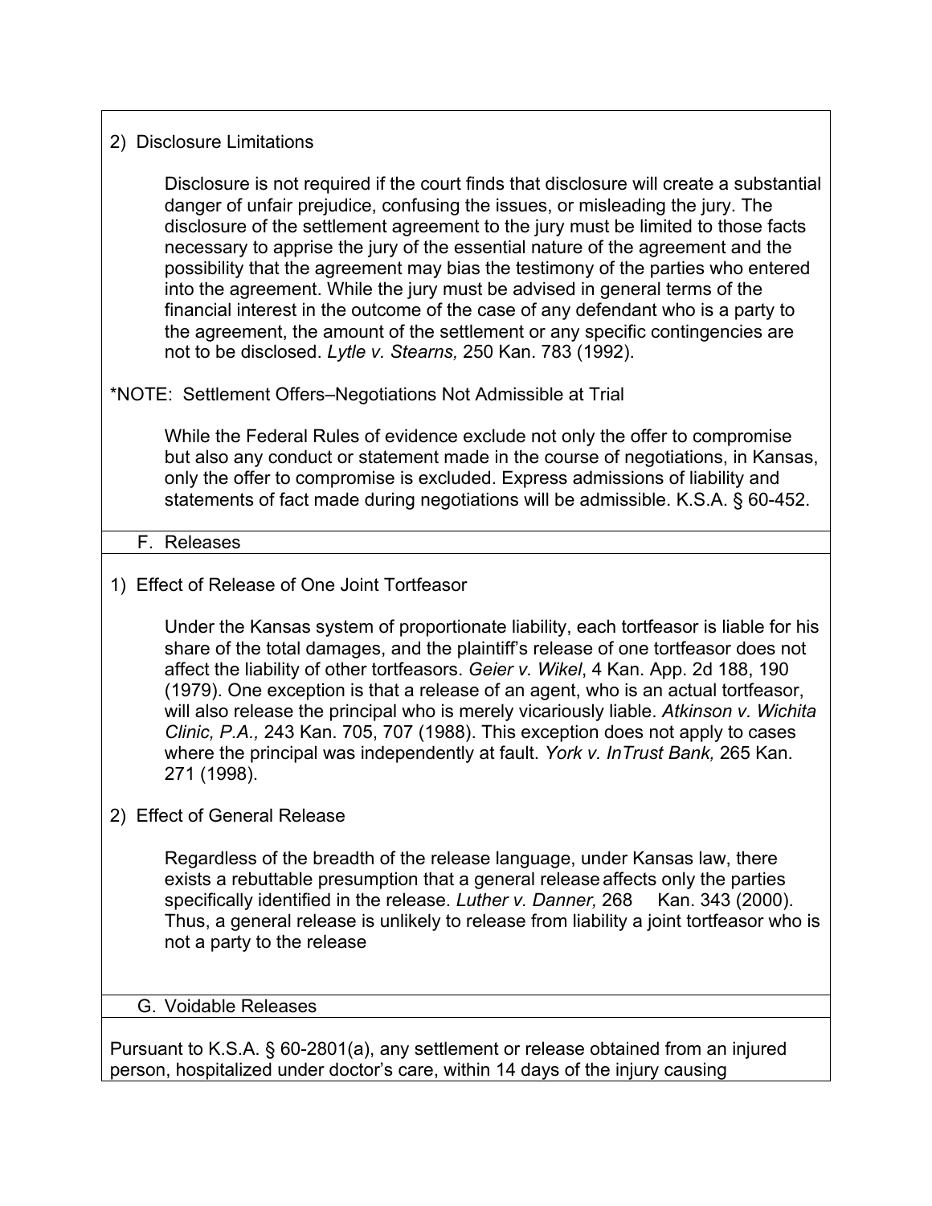2) Disclosure Limitations

Disclosure is not required if the court finds that disclosure will create a substantial danger of unfair prejudice, confusing the issues, or misleading the jury. The disclosure of the settlement agreement to the jury must be limited to those facts necessary to apprise the jury of the essential nature of the agreement and the possibility that the agreement may bias the testimony of the parties who entered into the agreement. While the jury must be advised in general terms of the financial interest in the outcome of the case of any defendant who is a party to the agreement, the amount of the settlement or any specific contingencies are not to be disclosed. *Lytle v. Stearns,* 250 Kan. 783 (1992).

*NOTE: Settlement Offers–Negotiations Not Admissible at Trial

While the Federal Rules of evidence exclude not only the offer to compromise but also any conduct or statement made in the course of negotiations, in Kansas, only the offer to compromise is excluded. Express admissions of liability and statements of fact made during negotiations will be admissible. K.S.A. § 60-452.

### F. Releases

1) Effect of Release of One Joint Tortfeasor

Under the Kansas system of proportionate liability, each tortfeasor is liable for his share of the total damages, and the plaintiff's release of one tortfeasor does not affect the liability of other tortfeasors. *Geier v. Wikel*, 4 Kan. App. 2d 188, 190 (1979). One exception is that a release of an agent, who is an actual tortfeasor, will also release the principal who is merely vicariously liable. *Atkinson v. Wichita Clinic, P.A.,* 243 Kan. 705, 707 (1988). This exception does not apply to cases where the principal was independently at fault. *York v. InTrust Bank,* 265 Kan. 271 (1998).

2) Effect of General Release

Regardless of the breadth of the release language, under Kansas law, there exists a rebuttable presumption that a general release affects only the parties specifically identified in the release. *Luther v. Danner,* 268 Kan. 343 (2000). Thus, a general release is unlikely to release from liability a joint tortfeasor who is not a party to the release

### G. Voidable Releases

Pursuant to K.S.A. § 60-2801(a), any settlement or release obtained from an injured person, hospitalized under doctor's care, within 14 days of the injury causing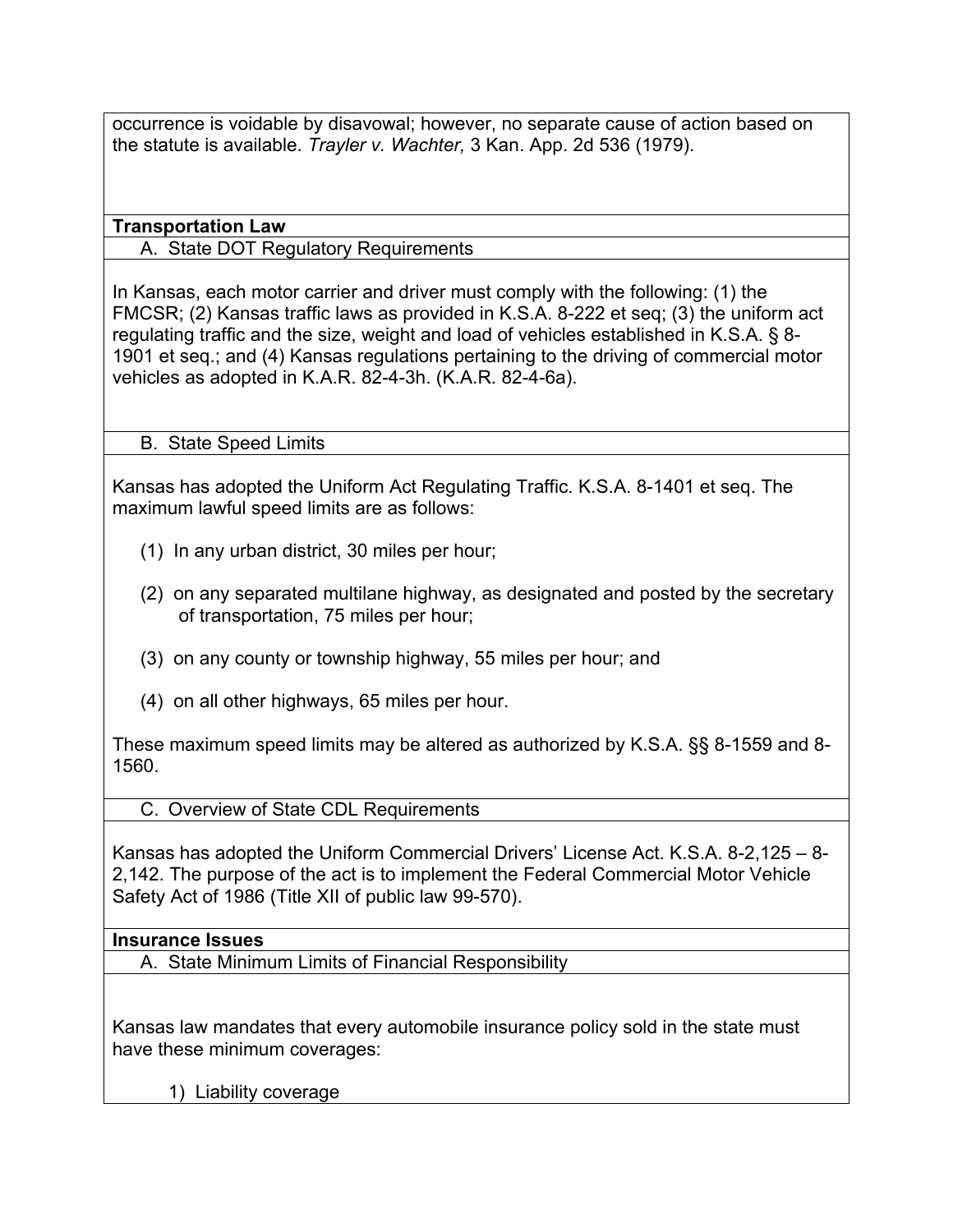occurrence is voidable by disavowal; however, no separate cause of action based on the statute is available. *Trayler v. Wachter,* 3 Kan. App. 2d 536 (1979).

**Transportation Law**

A. State DOT Regulatory Requirements

In Kansas, each motor carrier and driver must comply with the following: (1) the FMCSR; (2) Kansas traffic laws as provided in K.S.A. 8-222 et seq; (3) the uniform act regulating traffic and the size, weight and load of vehicles established in K.S.A. § 8-1901 et seq.; and (4) Kansas regulations pertaining to the driving of commercial motor vehicles as adopted in K.A.R. 82-4-3h. (K.A.R. 82-4-6a).

B. State Speed Limits

Kansas has adopted the Uniform Act Regulating Traffic. K.S.A. 8-1401 et seq. The maximum lawful speed limits are as follows:

(1) In any urban district, 30 miles per hour;

(2) on any separated multilane highway, as designated and posted by the secretary of transportation, 75 miles per hour;

(3) on any county or township highway, 55 miles per hour; and

(4) on all other highways, 65 miles per hour.

These maximum speed limits may be altered as authorized by K.S.A. §§ 8-1559 and 8-1560.

C. Overview of State CDL Requirements

Kansas has adopted the Uniform Commercial Drivers' License Act. K.S.A. 8-2,125 – 8-2,142. The purpose of the act is to implement the Federal Commercial Motor Vehicle Safety Act of 1986 (Title XII of public law 99-570).

**Insurance Issues**

A. State Minimum Limits of Financial Responsibility

Kansas law mandates that every automobile insurance policy sold in the state must have these minimum coverages:

1) Liability coverage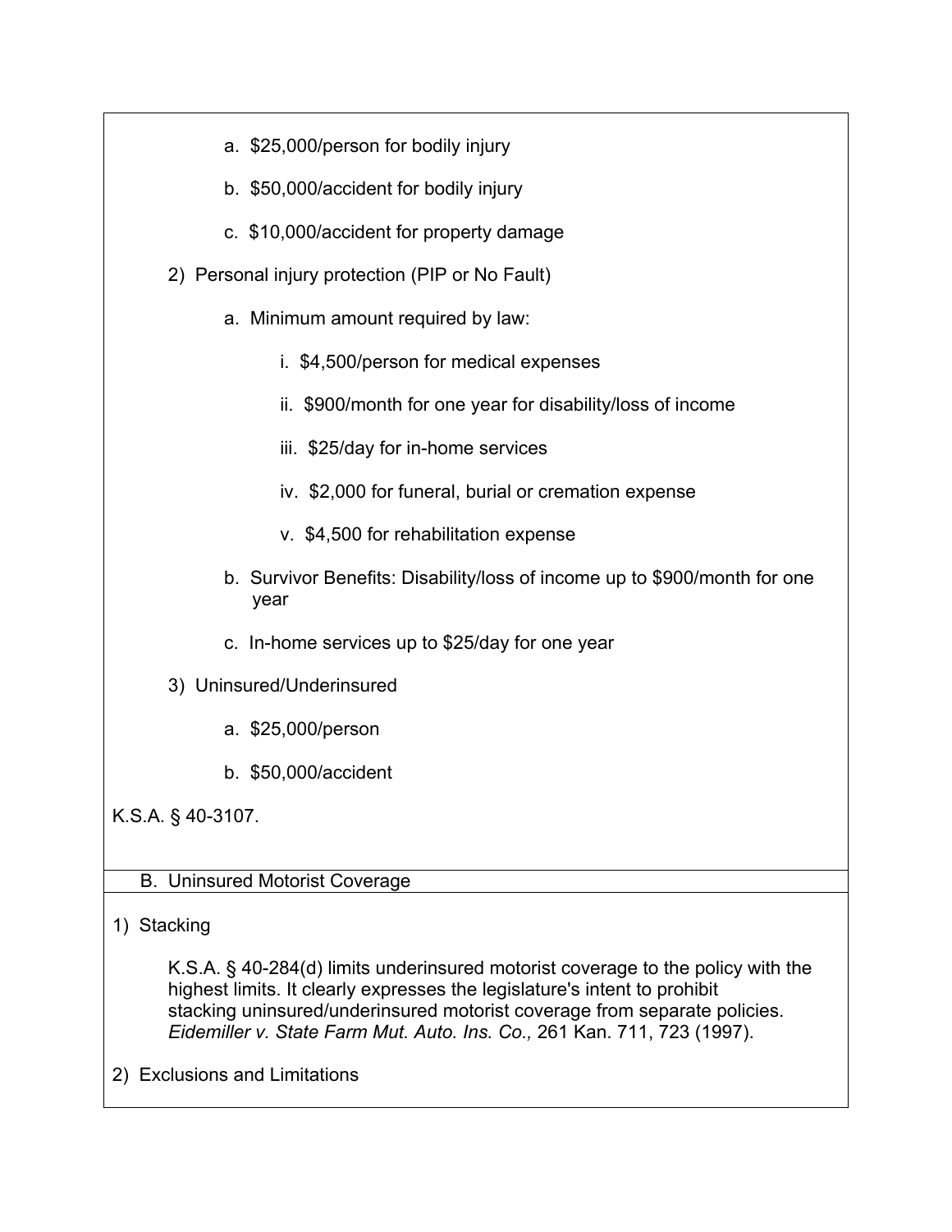a. $25,000/person for bodily injury

b. $50,000/accident for bodily injury

c. $10,000/accident for property damage

2) Personal injury protection (PIP or No Fault)

   a. Minimum amount required by law:

      i. $4,500/person for medical expenses

      ii. $900/month for one year for disability/loss of income

      iii. $25/day for in-home services

      iv. $2,000 for funeral, burial or cremation expense

      v. $4,500 for rehabilitation expense

   b. Survivor Benefits: Disability/loss of income up to $900/month for one year

   c. In-home services up to $25/day for one year

3) Uninsured/Underinsured

   a. $25,000/person

   b. $50,000/accident

K.S.A. § 40-3107.

## B. Uninsured Motorist Coverage

1) Stacking

   K.S.A. § 40-284(d) limits underinsured motorist coverage to the policy with the highest limits. It clearly expresses the legislature's intent to prohibit stacking uninsured/underinsured motorist coverage from separate policies. *Eidemiller v. State Farm Mut. Auto. Ins. Co.,* 261 Kan. 711, 723 (1997).

2) Exclusions and Limitations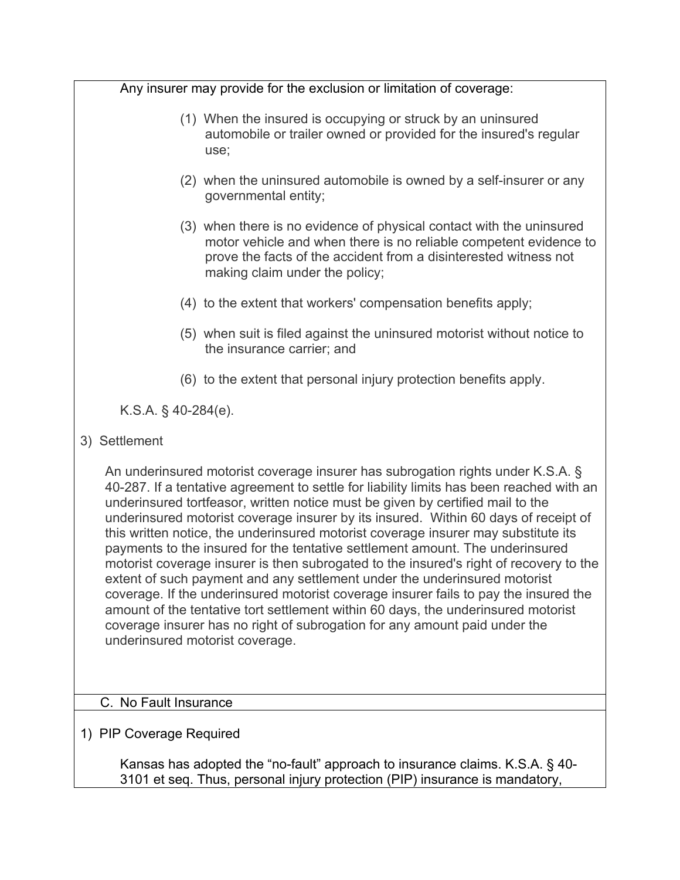Any insurer may provide for the exclusion or limitation of coverage:

(1) When the insured is occupying or struck by an uninsured automobile or trailer owned or provided for the insured's regular use;

(2) when the uninsured automobile is owned by a self-insurer or any governmental entity;

(3) when there is no evidence of physical contact with the uninsured motor vehicle and when there is no reliable competent evidence to prove the facts of the accident from a disinterested witness not making claim under the policy;

(4) to the extent that workers' compensation benefits apply;

(5) when suit is filed against the uninsured motorist without notice to the insurance carrier; and

(6) to the extent that personal injury protection benefits apply.

K.S.A. § 40-284(e).

3) Settlement

An underinsured motorist coverage insurer has subrogation rights under K.S.A. § 40-287. If a tentative agreement to settle for liability limits has been reached with an underinsured tortfeasor, written notice must be given by certified mail to the underinsured motorist coverage insurer by its insured. Within 60 days of receipt of this written notice, the underinsured motorist coverage insurer may substitute its payments to the insured for the tentative settlement amount. The underinsured motorist coverage insurer is then subrogated to the insured's right of recovery to the extent of such payment and any settlement under the underinsured motorist coverage. If the underinsured motorist coverage insurer fails to pay the insured the amount of the tentative tort settlement within 60 days, the underinsured motorist coverage insurer has no right of subrogation for any amount paid under the underinsured motorist coverage.

## C. No Fault Insurance

1) PIP Coverage Required

Kansas has adopted the "no-fault" approach to insurance claims. K.S.A. § 40-3101 et seq. Thus, personal injury protection (PIP) insurance is mandatory,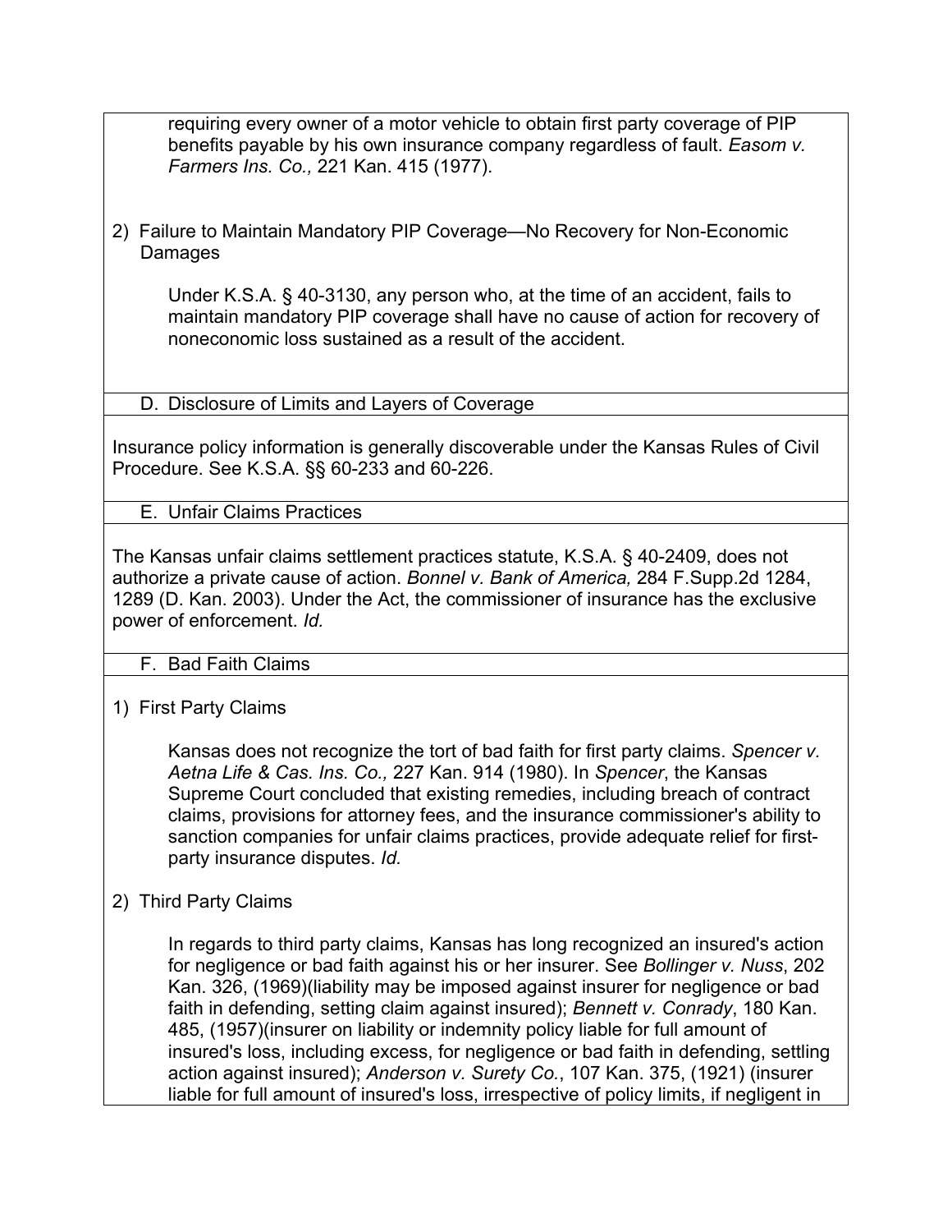requiring every owner of a motor vehicle to obtain first party coverage of PIP benefits payable by his own insurance company regardless of fault. *Easom v. Farmers Ins. Co.,* 221 Kan. 415 (1977).

2) Failure to Maintain Mandatory PIP Coverage—No Recovery for Non-Economic Damages

Under K.S.A. § 40-3130, any person who, at the time of an accident, fails to maintain mandatory PIP coverage shall have no cause of action for recovery of noneconomic loss sustained as a result of the accident.

### D. Disclosure of Limits and Layers of Coverage

Insurance policy information is generally discoverable under the Kansas Rules of Civil Procedure. See K.S.A. §§ 60-233 and 60-226.

### E. Unfair Claims Practices

The Kansas unfair claims settlement practices statute, K.S.A. § 40-2409, does not authorize a private cause of action. *Bonnel v. Bank of America,* 284 F.Supp.2d 1284, 1289 (D. Kan. 2003). Under the Act, the commissioner of insurance has the exclusive power of enforcement. *Id.*

### F. Bad Faith Claims

1) First Party Claims

Kansas does not recognize the tort of bad faith for first party claims. *Spencer v. Aetna Life & Cas. Ins. Co.,* 227 Kan. 914 (1980). In *Spencer*, the Kansas Supreme Court concluded that existing remedies, including breach of contract claims, provisions for attorney fees, and the insurance commissioner's ability to sanction companies for unfair claims practices, provide adequate relief for first-party insurance disputes. *Id.*

2) Third Party Claims

In regards to third party claims, Kansas has long recognized an insured's action for negligence or bad faith against his or her insurer. See *Bollinger v. Nuss*, 202 Kan. 326, (1969)(liability may be imposed against insurer for negligence or bad faith in defending, setting claim against insured); *Bennett v. Conrady*, 180 Kan. 485, (1957)(insurer on liability or indemnity policy liable for full amount of insured's loss, including excess, for negligence or bad faith in defending, settling action against insured); *Anderson v. Surety Co.*, 107 Kan. 375, (1921) (insurer liable for full amount of insured's loss, irrespective of policy limits, if negligent in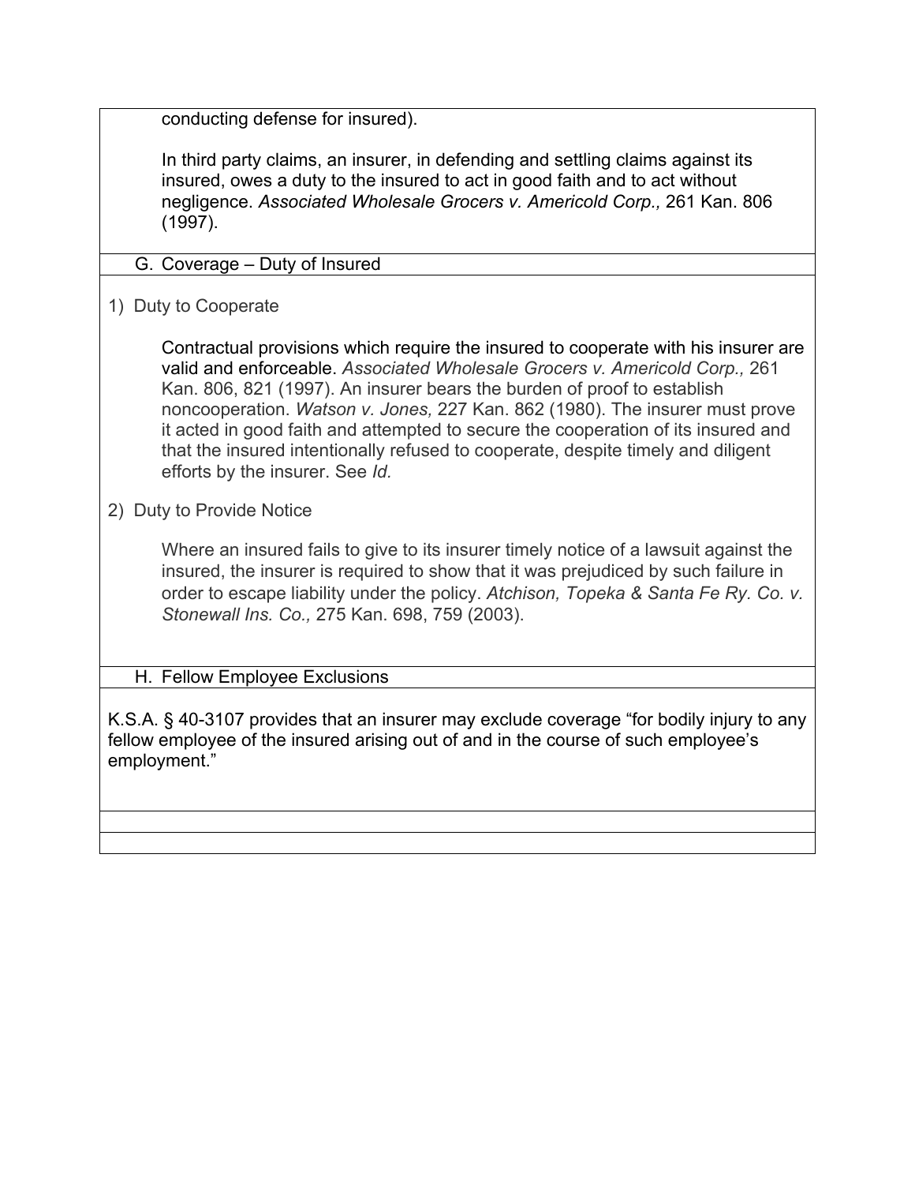conducting defense for insured).

In third party claims, an insurer, in defending and settling claims against its insured, owes a duty to the insured to act in good faith and to act without negligence. *Associated Wholesale Grocers v. Americold Corp.,* 261 Kan. 806 (1997).

## G. Coverage – Duty of Insured

### 1) Duty to Cooperate

Contractual provisions which require the insured to cooperate with his insurer are valid and enforceable. *Associated Wholesale Grocers v. Americold Corp.,* 261 Kan. 806, 821 (1997). An insurer bears the burden of proof to establish noncooperation. *Watson v. Jones,* 227 Kan. 862 (1980). The insurer must prove it acted in good faith and attempted to secure the cooperation of its insured and that the insured intentionally refused to cooperate, despite timely and diligent efforts by the insurer. See *Id.*

### 2) Duty to Provide Notice

Where an insured fails to give to its insurer timely notice of a lawsuit against the insured, the insurer is required to show that it was prejudiced by such failure in order to escape liability under the policy. *Atchison, Topeka & Santa Fe Ry. Co. v. Stonewall Ins. Co.,* 275 Kan. 698, 759 (2003).

## H. Fellow Employee Exclusions

K.S.A. § 40-3107 provides that an insurer may exclude coverage "for bodily injury to any fellow employee of the insured arising out of and in the course of such employee's employment."